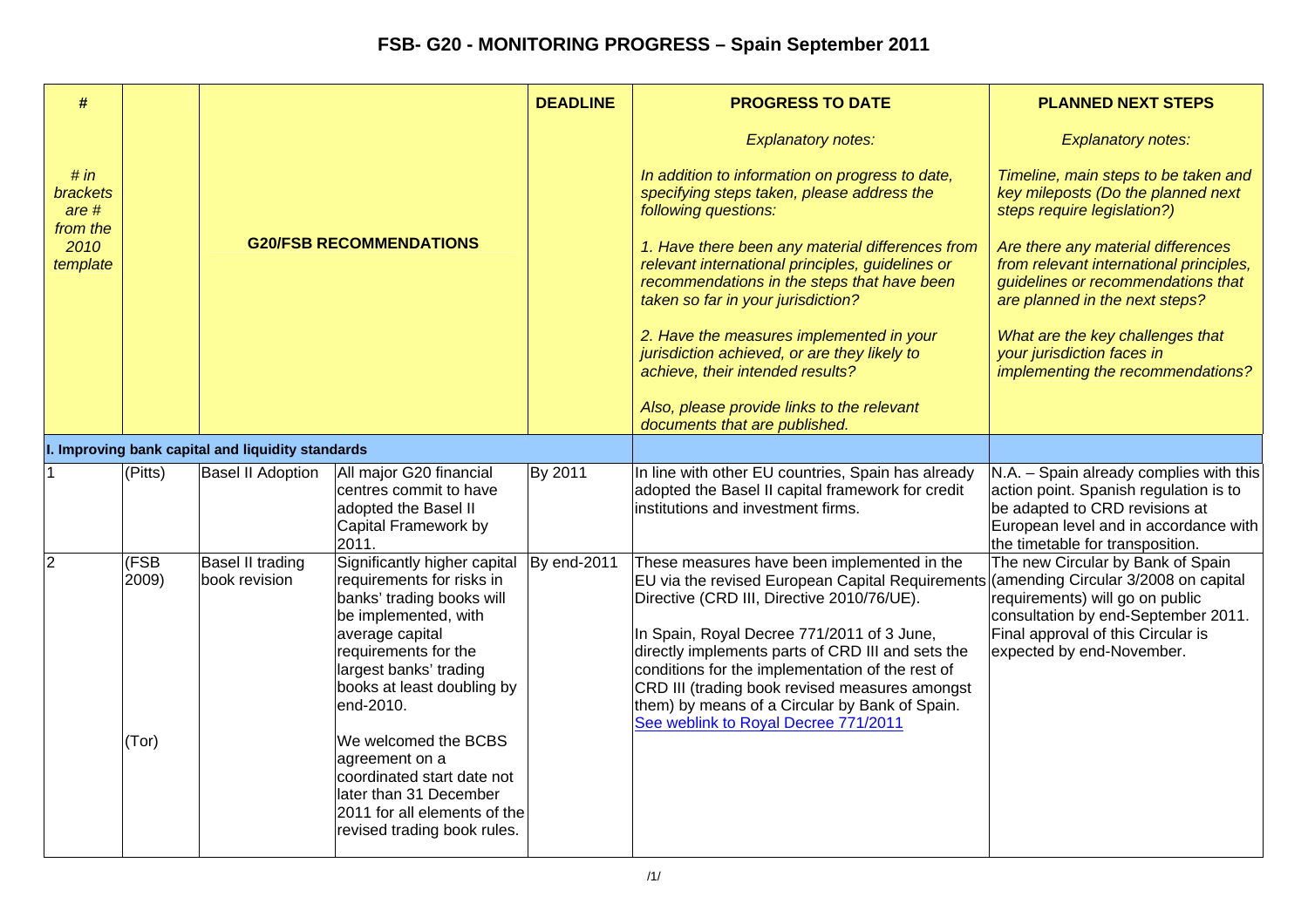# FSB- G20 - MONITORING PROGRESS – Spain September 2011

| # | | | | DEADLINE | PROGRESS TO DATE | PLANNED NEXT STEPS |
|---|---|---|---|---|---|---|
| *# in brackets are # from the 2010 template* | | **G20/FSB RECOMMENDATIONS** | | | *Explanatory notes:*<br><br>*In addition to information on progress to date, specifying steps taken, please address the following questions:*<br><br>*1. Have there been any material differences from relevant international principles, guidelines or recommendations in the steps that have been taken so far in your jurisdiction?*<br><br>*2. Have the measures implemented in your jurisdiction achieved, or are they likely to achieve, their intended results?*<br><br>*Also, please provide links to the relevant documents that are published.* | *Explanatory notes:*<br><br>*Timeline, main steps to be taken and key mileposts (Do the planned next steps require legislation?)*<br><br>*Are there any material differences from relevant international principles, guidelines or recommendations that are planned in the next steps?*<br><br>*What are the key challenges that your jurisdiction faces in implementing the recommendations?* |
| **I. Improving bank capital and liquidity standards** | | | | | | |
| 1 | (Pitts) | Basel II Adoption | All major G20 financial centres commit to have adopted the Basel II Capital Framework by 2011. | By 2011 | In line with other EU countries, Spain has already adopted the Basel II capital framework for credit institutions and investment firms. | N.A. – Spain already complies with this action point. Spanish regulation is to be adapted to CRD revisions at European level and in accordance with the timetable for transposition. |
| 2 | (FSB 2009)<br><br>(Tor) | Basel II trading book revision | Significantly higher capital requirements for risks in banks' trading books will be implemented, with average capital requirements for the largest banks' trading books at least doubling by end-2010.<br><br>We welcomed the BCBS agreement on a coordinated start date not later than 31 December 2011 for all elements of the revised trading book rules. | By end-2011 | These measures have been implemented in the EU via the revised European Capital Requirements Directive (CRD III, Directive 2010/76/UE).<br><br>In Spain, Royal Decree 771/2011 of 3 June, directly implements parts of CRD III and sets the conditions for the implementation of the rest of CRD III (trading book revised measures amongst them) by means of a Circular by Bank of Spain.<br>See weblink to Royal Decree 771/2011 | The new Circular by Bank of Spain (amending Circular 3/2008 on capital requirements) will go on public consultation by end-September 2011. Final approval of this Circular is expected by end-November. |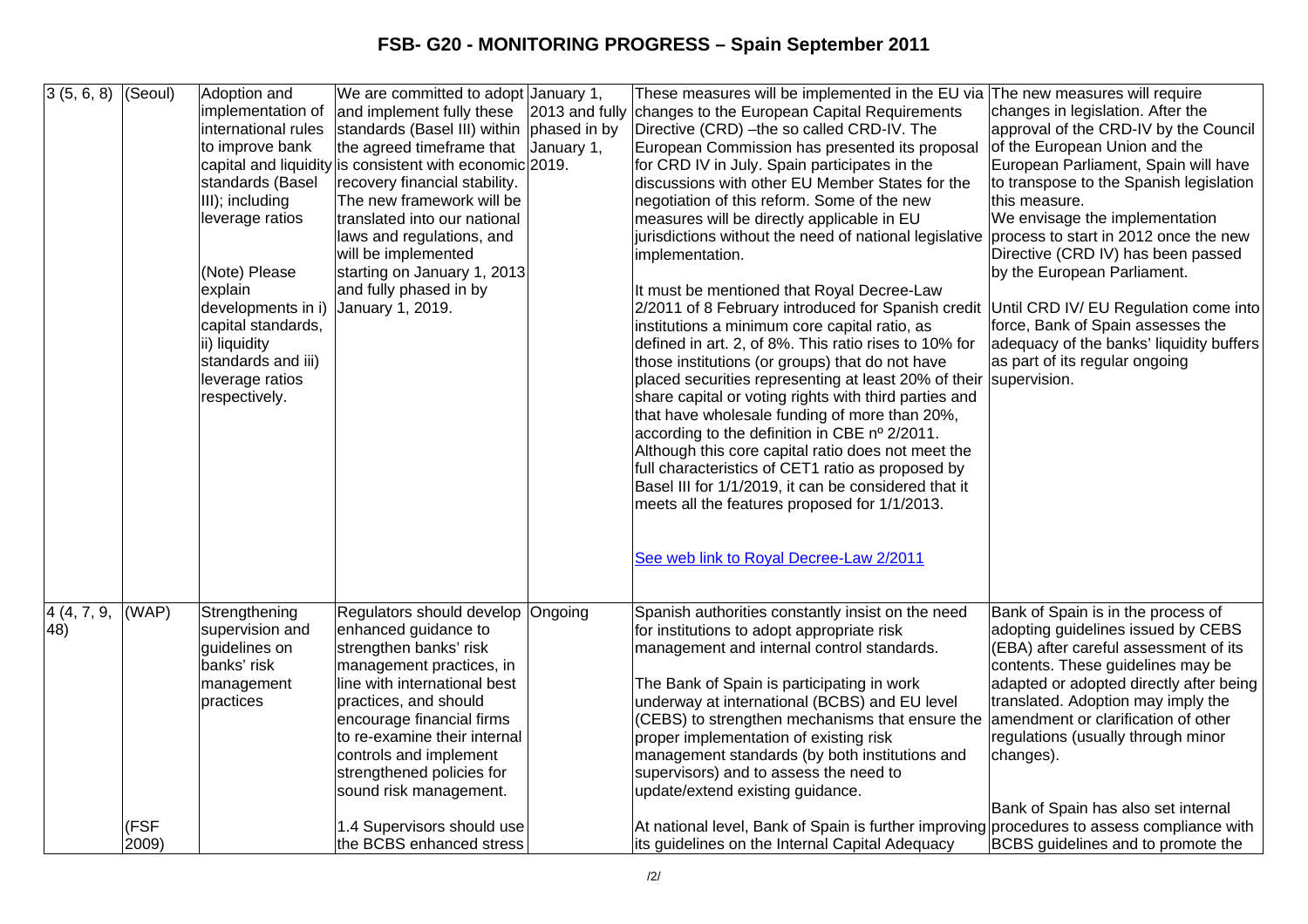# FSB- G20 - MONITORING PROGRESS – Spain September 2011

| | | | | | | |
|---|---|---|---|---|---|---|
| 3 (5, 6, 8) | (Seoul) | Adoption and implementation of international rules to improve bank capital and liquidity standards (Basel III); including leverage ratios<br><br>(Note) Please explain developments in i) capital standards, ii) liquidity standards and iii) leverage ratios respectively. | We are committed to adopt and implement fully these standards (Basel III) within the agreed timeframe that is consistent with economic recovery financial stability. The new framework will be translated into our national laws and regulations, and will be implemented starting on January 1, 2013 and fully phased in by January 1, 2019. | January 1, 2013 and fully phased in by January 1, 2019. | These measures will be implemented in the EU via changes to the European Capital Requirements Directive (CRD) –the so called CRD-IV. The European Commission has presented its proposal for CRD IV in July. Spain participates in the discussions with other EU Member States for the negotiation of this reform. Some of the new measures will be directly applicable in EU jurisdictions without the need of national legislative implementation.<br><br>It must be mentioned that Royal Decree-Law 2/2011 of 8 February introduced for Spanish credit institutions a minimum core capital ratio, as defined in art. 2, of 8%. This ratio rises to 10% for those institutions (or groups) that do not have placed securities representing at least 20% of their share capital or voting rights with third parties and that have wholesale funding of more than 20%, according to the definition in CBE nº 2/2011. Although this core capital ratio does not meet the full characteristics of CET1 ratio as proposed by Basel III for 1/1/2019, it can be considered that it meets all the features proposed for 1/1/2013.<br><br>See web link to Royal Decree-Law 2/2011 | The new measures will require changes in legislation. After the approval of the CRD-IV by the Council of the European Union and the European Parliament, Spain will have to transpose to the Spanish legislation this measure.<br>We envisage the implementation process to start in 2012 once the new Directive (CRD IV) has been passed by the European Parliament.<br><br>Until CRD IV/ EU Regulation come into force, Bank of Spain assesses the adequacy of the banks' liquidity buffers as part of its regular ongoing supervision. |
| 4 (4, 7, 9, 48) | (WAP)<br><br><br><br><br><br><br><br><br>(FSF 2009) | Strengthening supervision and guidelines on banks' risk management practices | Regulators should develop enhanced guidance to strengthen banks' risk management practices, in line with international best practices, and should encourage financial firms to re-examine their internal controls and implement strengthened policies for sound risk management.<br><br>1.4 Supervisors should use the BCBS enhanced stress | Ongoing | Spanish authorities constantly insist on the need for institutions to adopt appropriate risk management and internal control standards.<br><br>The Bank of Spain is participating in work underway at international (BCBS) and EU level (CEBS) to strengthen mechanisms that ensure the proper implementation of existing risk management standards (by both institutions and supervisors) and to assess the need to update/extend existing guidance.<br><br>At national level, Bank of Spain is further improving its guidelines on the Internal Capital Adequacy | Bank of Spain is in the process of adopting guidelines issued by CEBS (EBA) after careful assessment of its contents. These guidelines may be adapted or adopted directly after being translated. Adoption may imply the amendment or clarification of other regulations (usually through minor changes).<br><br>Bank of Spain has also set internal procedures to assess compliance with BCBS guidelines and to promote the |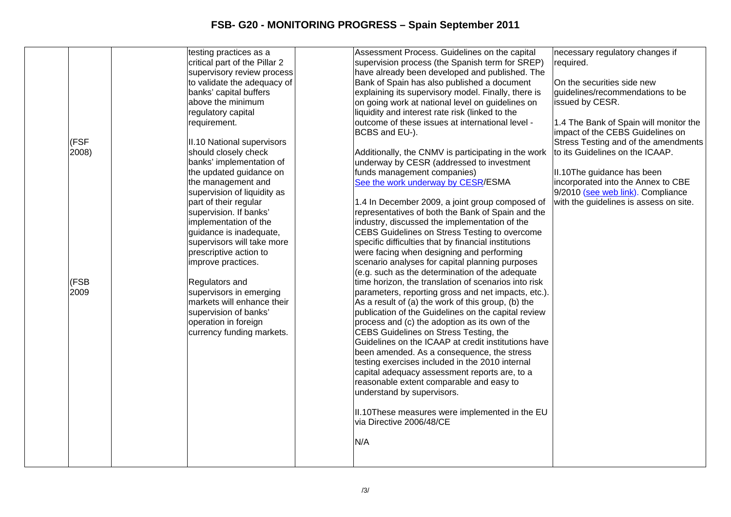| | | | | | |
|---|---|---|---|---|---|
| (FSF 2008)<br><br>(FSB 2009 | | testing practices as a critical part of the Pillar 2 supervisory review process to validate the adequacy of banks' capital buffers above the minimum regulatory capital requirement.<br><br>II.10 National supervisors should closely check banks' implementation of the updated guidance on the management and supervision of liquidity as part of their regular supervision. If banks' implementation of the guidance is inadequate, supervisors will take more prescriptive action to improve practices.<br><br>Regulators and supervisors in emerging markets will enhance their supervision of banks' operation in foreign currency funding markets. | | Assessment Process. Guidelines on the capital supervision process (the Spanish term for SREP) have already been developed and published. The Bank of Spain has also published a document explaining its supervisory model. Finally, there is on going work at national level on guidelines on liquidity and interest rate risk (linked to the outcome of these issues at international level - BCBS and EU-).<br><br>Additionally, the CNMV is participating in the work underway by CESR (addressed to investment funds management companies) See the work underway by CESR/ESMA<br><br>1.4 In December 2009, a joint group composed of representatives of both the Bank of Spain and the industry, discussed the implementation of the CEBS Guidelines on Stress Testing to overcome specific difficulties that by financial institutions were facing when designing and performing scenario analyses for capital planning purposes (e.g. such as the determination of the adequate time horizon, the translation of scenarios into risk parameters, reporting gross and net impacts, etc.). As a result of (a) the work of this group, (b) the publication of the Guidelines on the capital review process and (c) the adoption as its own of the CEBS Guidelines on Stress Testing, the Guidelines on the ICAAP at credit institutions have been amended. As a consequence, the stress testing exercises included in the 2010 internal capital adequacy assessment reports are, to a reasonable extent comparable and easy to understand by supervisors.<br><br>II.10These measures were implemented in the EU via Directive 2006/48/CE<br><br>N/A | necessary regulatory changes if required.<br><br>On the securities side new guidelines/recommendations to be issued by CESR.<br><br>1.4 The Bank of Spain will monitor the impact of the CEBS Guidelines on Stress Testing and of the amendments to its Guidelines on the ICAAP.<br><br>II.10The guidance has been incorporated into the Annex to CBE 9/2010 (see web link). Compliance with the guidelines is assess on site. |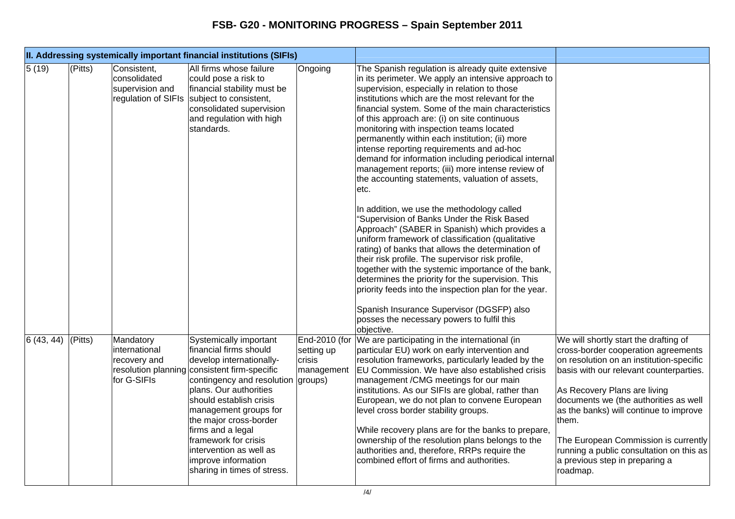| II. Addressing systemically important financial institutions (SIFIs) | | | | | | |
|---|---|---|---|---|---|---|
| 5 (19) | (Pitts) | Consistent, consolidated supervision and regulation of SIFIs | All firms whose failure could pose a risk to financial stability must be subject to consistent, consolidated supervision and regulation with high standards. | Ongoing | The Spanish regulation is already quite extensive in its perimeter. We apply an intensive approach to supervision, especially in relation to those institutions which are the most relevant for the financial system. Some of the main characteristics of this approach are: (i) on site continuous monitoring with inspection teams located permanently within each institution; (ii) more intense reporting requirements and ad-hoc demand for information including periodical internal management reports; (iii) more intense review of the accounting statements, valuation of assets, etc.<br><br>In addition, we use the methodology called "Supervision of Banks Under the Risk Based Approach" (SABER in Spanish) which provides a uniform framework of classification (qualitative rating) of banks that allows the determination of their risk profile. The supervisor risk profile, together with the systemic importance of the bank, determines the priority for the supervision. This priority feeds into the inspection plan for the year.<br><br>Spanish Insurance Supervisor (DGSFP) also posses the necessary powers to fulfil this objective. | |
| 6 (43, 44) | (Pitts) | Mandatory international recovery and resolution planning for G-SIFIs | Systemically important financial firms should develop internationally-consistent firm-specific contingency and resolution plans. Our authorities should establish crisis management groups for the major cross-border firms and a legal framework for crisis intervention as well as improve information sharing in times of stress. | End-2010 (for setting up crisis management groups) | We are participating in the international (in particular EU) work on early intervention and resolution frameworks, particularly leaded by the EU Commission. We have also established crisis management /CMG meetings for our main institutions. As our SIFIs are global, rather than European, we do not plan to convene European level cross border stability groups.<br><br>While recovery plans are for the banks to prepare, ownership of the resolution plans belongs to the authorities and, therefore, RRPs require the combined effort of firms and authorities. | We will shortly start the drafting of cross-border cooperation agreements on resolution on an institution-specific basis with our relevant counterparties.<br><br>As Recovery Plans are living documents we (the authorities as well as the banks) will continue to improve them.<br><br>The European Commission is currently running a public consultation on this as a previous step in preparing a roadmap. |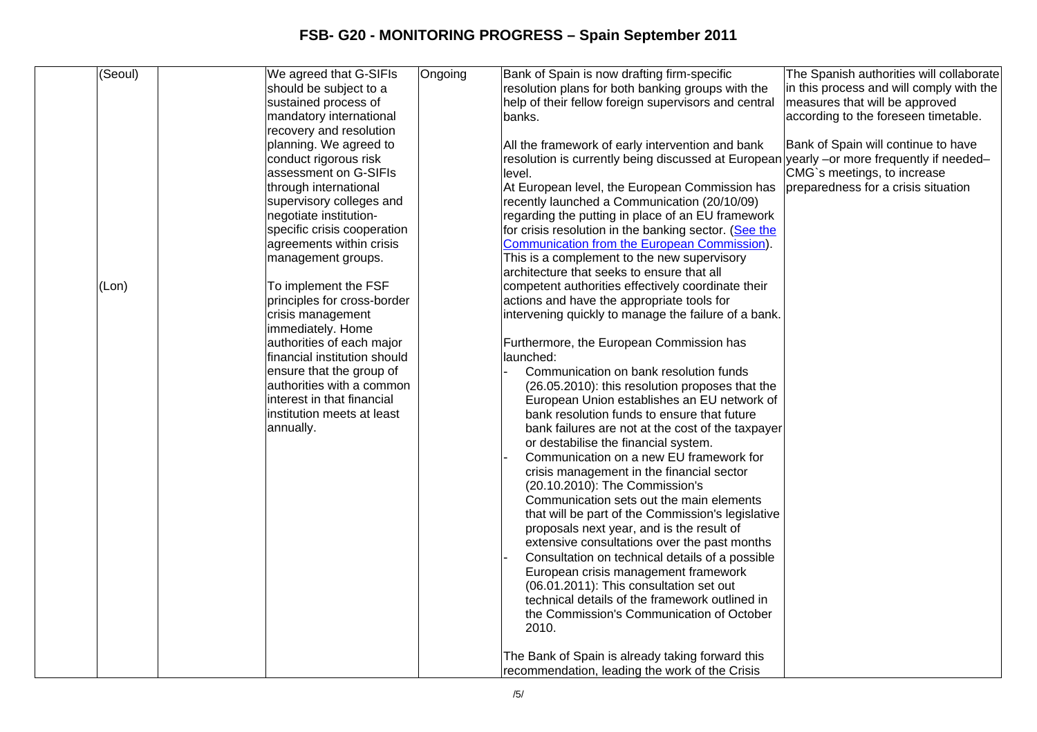| | | | | | | |
|---|---|---|---|---|---|---|
| | (Seoul)<br><br><br><br><br><br><br><br><br><br>(Lon) | | We agreed that G-SIFIs should be subject to a sustained process of mandatory international recovery and resolution planning. We agreed to conduct rigorous risk assessment on G-SIFIs through international supervisory colleges and negotiate institution-specific crisis cooperation agreements within crisis management groups.<br><br>To implement the FSF principles for cross-border crisis management immediately. Home authorities of each major financial institution should ensure that the group of authorities with a common interest in that financial institution meets at least annually. | Ongoing | Bank of Spain is now drafting firm-specific resolution plans for both banking groups with the help of their fellow foreign supervisors and central banks.<br><br>All the framework of early intervention and bank resolution is currently being discussed at European level.<br>At European level, the European Commission has recently launched a Communication (20/10/09) regarding the putting in place of an EU framework for crisis resolution in the banking sector. (See the Communication from the European Commission). This is a complement to the new supervisory architecture that seeks to ensure that all competent authorities effectively coordinate their actions and have the appropriate tools for intervening quickly to manage the failure of a bank.<br><br>Furthermore, the European Commission has launched:<br>- Communication on bank resolution funds (26.05.2010): this resolution proposes that the European Union establishes an EU network of bank resolution funds to ensure that future bank failures are not at the cost of the taxpayer or destabilise the financial system.<br>- Communication on a new EU framework for crisis management in the financial sector (20.10.2010): The Commission's Communication sets out the main elements that will be part of the Commission's legislative proposals next year, and is the result of extensive consultations over the past months<br>- Consultation on technical details of a possible European crisis management framework (06.01.2011): This consultation set out technical details of the framework outlined in the Commission's Communication of October 2010.<br><br>The Bank of Spain is already taking forward this recommendation, leading the work of the Crisis | The Spanish authorities will collaborate in this process and will comply with the measures that will be approved according to the foreseen timetable.<br><br>Bank of Spain will continue to have yearly –or more frequently if needed– CMG`s meetings, to increase preparedness for a crisis situation |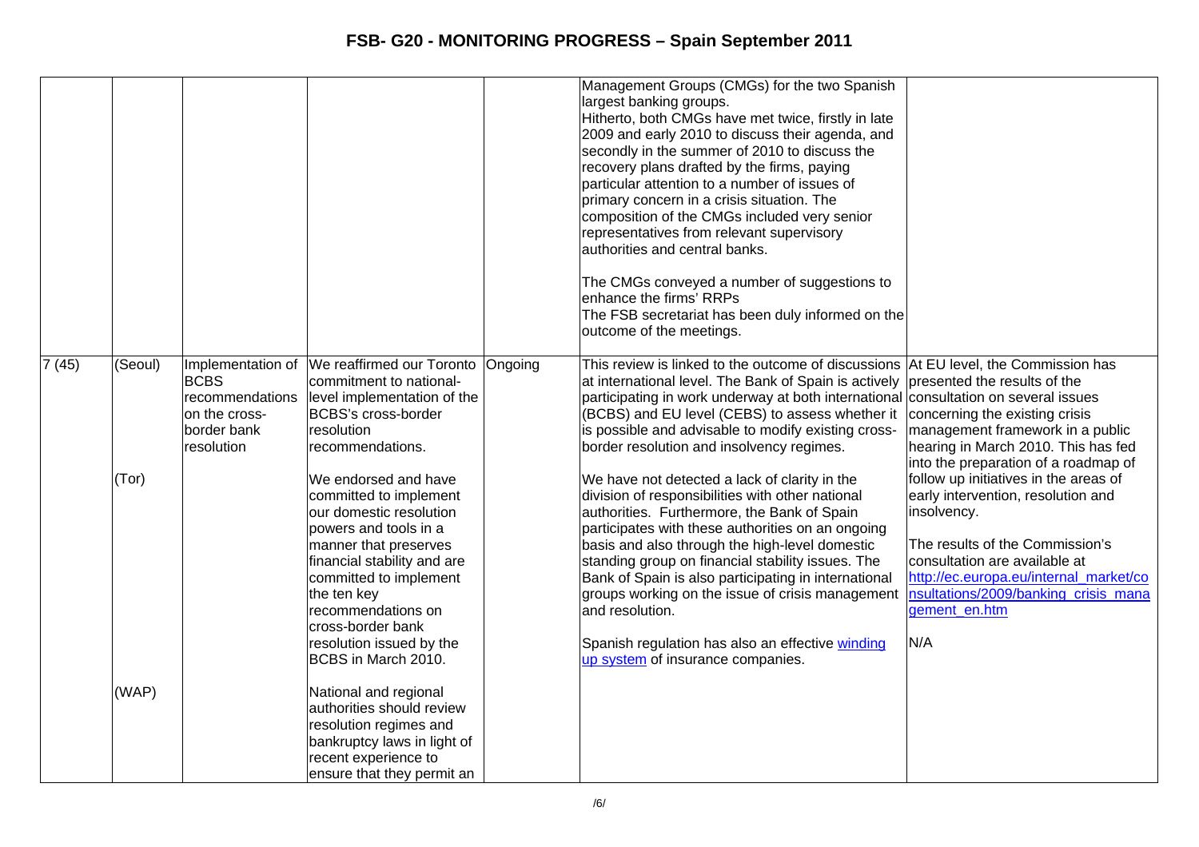| | | | | | | |
|---|---|---|---|---|---|---|
| | | | | | Management Groups (CMGs) for the two Spanish largest banking groups.<br>Hitherto, both CMGs have met twice, firstly in late 2009 and early 2010 to discuss their agenda, and secondly in the summer of 2010 to discuss the recovery plans drafted by the firms, paying particular attention to a number of issues of primary concern in a crisis situation. The composition of the CMGs included very senior representatives from relevant supervisory authorities and central banks.<br><br>The CMGs conveyed a number of suggestions to enhance the firms' RRPs<br>The FSB secretariat has been duly informed on the outcome of the meetings. | |
| 7 (45) | (Seoul)<br><br><br><br><br>(Tor)<br><br><br><br><br><br><br><br><br><br><br>(WAP) | Implementation of BCBS recommendations on the cross-border bank resolution | We reaffirmed our Toronto commitment to national-level implementation of the BCBS's cross-border resolution recommendations.<br><br>We endorsed and have committed to implement our domestic resolution powers and tools in a manner that preserves financial stability and are committed to implement the ten key recommendations on cross-border bank resolution issued by the BCBS in March 2010.<br><br>National and regional authorities should review resolution regimes and bankruptcy laws in light of recent experience to ensure that they permit an | Ongoing | This review is linked to the outcome of discussions at international level. The Bank of Spain is actively participating in work underway at both international (BCBS) and EU level (CEBS) to assess whether it is possible and advisable to modify existing cross-border resolution and insolvency regimes.<br><br>We have not detected a lack of clarity in the division of responsibilities with other national authorities. Furthermore, the Bank of Spain participates with these authorities on an ongoing basis and also through the high-level domestic standing group on financial stability issues. The Bank of Spain is also participating in international groups working on the issue of crisis management and resolution.<br><br>Spanish regulation has also an effective winding up system of insurance companies. | At EU level, the Commission has presented the results of the consultation on several issues concerning the existing crisis management framework in a public hearing in March 2010. This has fed into the preparation of a roadmap of follow up initiatives in the areas of early intervention, resolution and insolvency.<br><br>The results of the Commission's consultation are available at http://ec.europa.eu/internal_market/consultations/2009/banking_crisis_management_en.htm<br><br>N/A |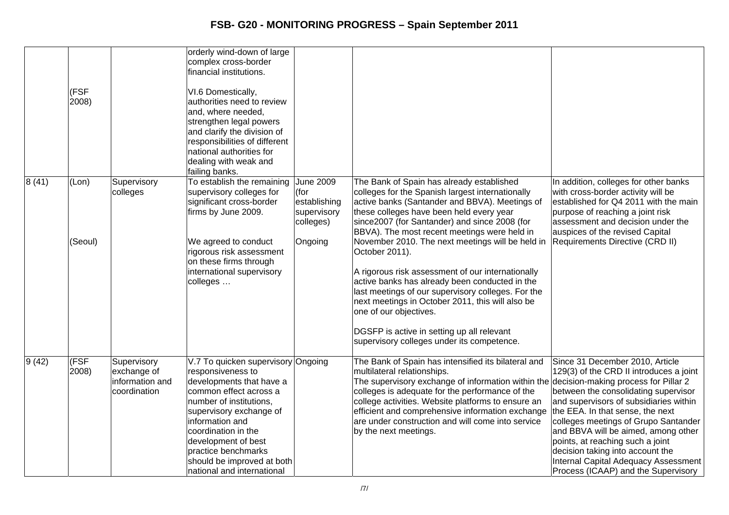# FSB- G20 - MONITORING PROGRESS – Spain September 2011

| | | | | | | |
|---|---|---|---|---|---|---|
| | (FSF 2008) | | orderly wind-down of large complex cross-border financial institutions.<br><br>VI.6 Domestically, authorities need to review and, where needed, strengthen legal powers and clarify the division of responsibilities of different national authorities for dealing with weak and failing banks. | | | |
| 8 (41) | (Lon)<br><br>(Seoul) | Supervisory colleges | To establish the remaining supervisory colleges for significant cross-border firms by June 2009.<br><br>We agreed to conduct rigorous risk assessment on these firms through international supervisory colleges … | June 2009 (for establishing supervisory colleges)<br><br>Ongoing | The Bank of Spain has already established colleges for the Spanish largest internationally active banks (Santander and BBVA). Meetings of these colleges have been held every year since2007 (for Santander) and since 2008 (for BBVA). The most recent meetings were held in November 2010. The next meetings will be held in October 2011).<br><br>A rigorous risk assessment of our internationally active banks has already been conducted in the last meetings of our supervisory colleges. For the next meetings in October 2011, this will also be one of our objectives.<br><br>DGSFP is active in setting up all relevant supervisory colleges under its competence. | In addition, colleges for other banks with cross-border activity will be established for Q4 2011 with the main purpose of reaching a joint risk assessment and decision under the auspices of the revised Capital Requirements Directive (CRD II) |
| 9 (42) | (FSF 2008) | Supervisory exchange of information and coordination | V.7 To quicken supervisory responsiveness to developments that have a common effect across a number of institutions, supervisory exchange of information and coordination in the development of best practice benchmarks should be improved at both national and international | Ongoing | The Bank of Spain has intensified its bilateral and multilateral relationships.<br>The supervisory exchange of information within the colleges is adequate for the performance of the college activities. Website platforms to ensure an efficient and comprehensive information exchange are under construction and will come into service by the next meetings. | Since 31 December 2010, Article 129(3) of the CRD II introduces a joint decision-making process for Pillar 2 between the consolidating supervisor and supervisors of subsidiaries within the EEA. In that sense, the next colleges meetings of Grupo Santander and BBVA will be aimed, among other points, at reaching such a joint decision taking into account the Internal Capital Adequacy Assessment Process (ICAAP) and the Supervisory |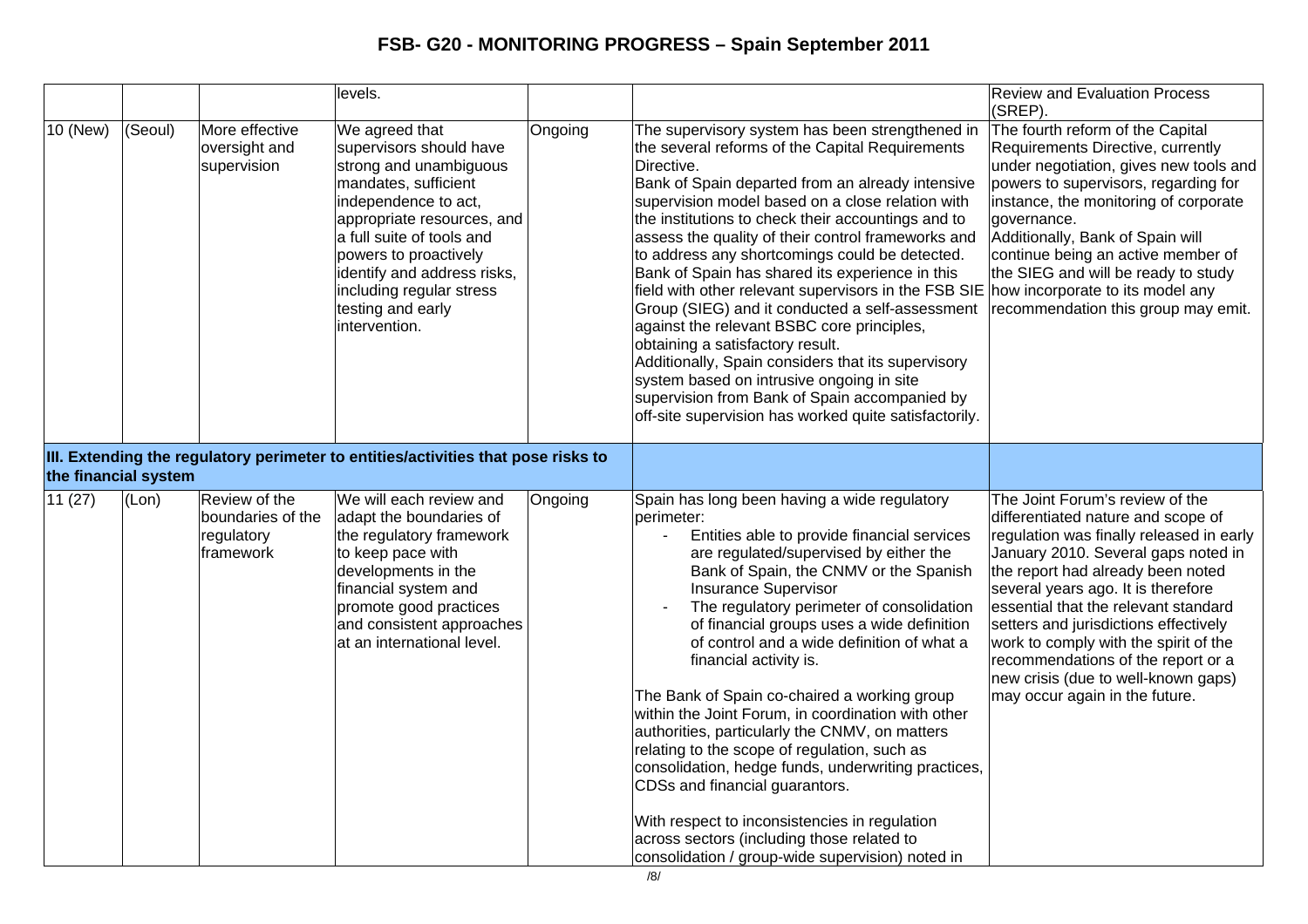| | | | levels. | | | Review and Evaluation Process (SREP). |
|---|---|---|---|---|---|---|
| 10 (New) | (Seoul) | More effective oversight and supervision | We agreed that supervisors should have strong and unambiguous mandates, sufficient independence to act, appropriate resources, and a full suite of tools and powers to proactively identify and address risks, including regular stress testing and early intervention. | Ongoing | The supervisory system has been strengthened in the several reforms of the Capital Requirements Directive.<br>Bank of Spain departed from an already intensive supervision model based on a close relation with the institutions to check their accountings and to assess the quality of their control frameworks and to address any shortcomings could be detected. Bank of Spain has shared its experience in this field with other relevant supervisors in the FSB SIE Group (SIEG) and it conducted a self-assessment against the relevant BSBC core principles, obtaining a satisfactory result.<br>Additionally, Spain considers that its supervisory system based on intrusive ongoing in site supervision from Bank of Spain accompanied by off-site supervision has worked quite satisfactorily. | The fourth reform of the Capital Requirements Directive, currently under negotiation, gives new tools and powers to supervisors, regarding for instance, the monitoring of corporate governance.<br>Additionally, Bank of Spain will continue being an active member of the SIEG and will be ready to study how incorporate to its model any recommendation this group may emit. |
| **III. Extending the regulatory perimeter to entities/activities that pose risks to the financial system** | | | | | | |
| 11 (27) | (Lon) | Review of the boundaries of the regulatory framework | We will each review and adapt the boundaries of the regulatory framework to keep pace with developments in the financial system and promote good practices and consistent approaches at an international level. | Ongoing | Spain has long been having a wide regulatory perimeter:<br>- Entities able to provide financial services are regulated/supervised by either the Bank of Spain, the CNMV or the Spanish Insurance Supervisor<br>- The regulatory perimeter of consolidation of financial groups uses a wide definition of control and a wide definition of what a financial activity is.<br><br>The Bank of Spain co-chaired a working group within the Joint Forum, in coordination with other authorities, particularly the CNMV, on matters relating to the scope of regulation, such as consolidation, hedge funds, underwriting practices, CDSs and financial guarantors.<br><br>With respect to inconsistencies in regulation across sectors (including those related to consolidation / group-wide supervision) noted in | The Joint Forum's review of the differentiated nature and scope of regulation was finally released in early January 2010. Several gaps noted in the report had already been noted several years ago. It is therefore essential that the relevant standard setters and jurisdictions effectively work to comply with the spirit of the recommendations of the report or a new crisis (due to well-known gaps) may occur again in the future. |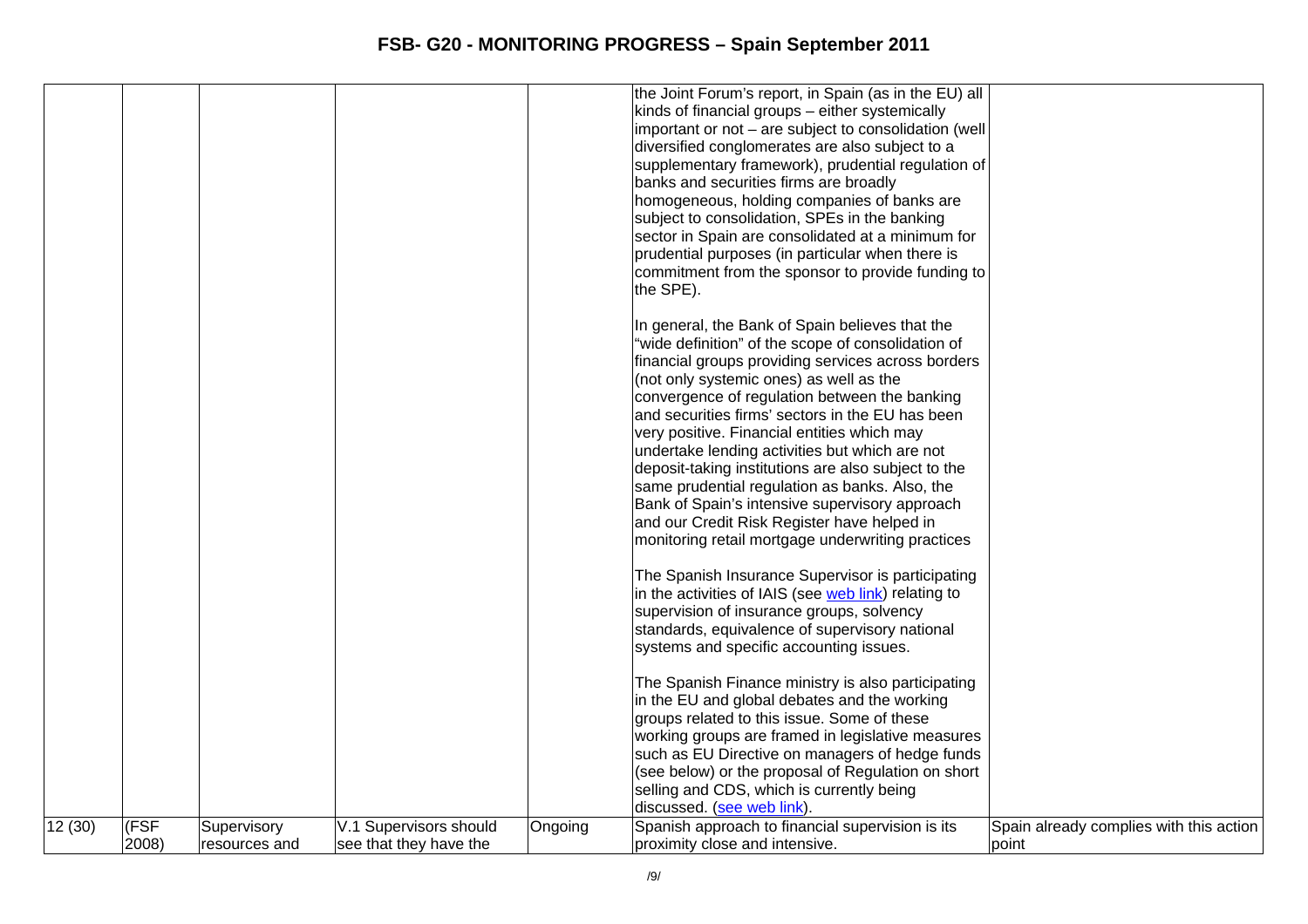| | | | | | | |
|---|---|---|---|---|---|---|
| | | | | | the Joint Forum's report, in Spain (as in the EU) all kinds of financial groups – either systemically important or not – are subject to consolidation (well diversified conglomerates are also subject to a supplementary framework), prudential regulation of banks and securities firms are broadly homogeneous, holding companies of banks are subject to consolidation, SPEs in the banking sector in Spain are consolidated at a minimum for prudential purposes (in particular when there is commitment from the sponsor to provide funding to the SPE).<br><br>In general, the Bank of Spain believes that the "wide definition" of the scope of consolidation of financial groups providing services across borders (not only systemic ones) as well as the convergence of regulation between the banking and securities firms' sectors in the EU has been very positive. Financial entities which may undertake lending activities but which are not deposit-taking institutions are also subject to the same prudential regulation as banks. Also, the Bank of Spain's intensive supervisory approach and our Credit Risk Register have helped in monitoring retail mortgage underwriting practices<br><br>The Spanish Insurance Supervisor is participating in the activities of IAIS (see web link) relating to supervision of insurance groups, solvency standards, equivalence of supervisory national systems and specific accounting issues.<br><br>The Spanish Finance ministry is also participating in the EU and global debates and the working groups related to this issue. Some of these working groups are framed in legislative measures such as EU Directive on managers of hedge funds (see below) or the proposal of Regulation on short selling and CDS, which is currently being discussed. (see web link). | |
| 12 (30) | (FSF 2008) | Supervisory resources and | V.1 Supervisors should see that they have the | Ongoing | Spanish approach to financial supervision is its proximity close and intensive. | Spain already complies with this action point |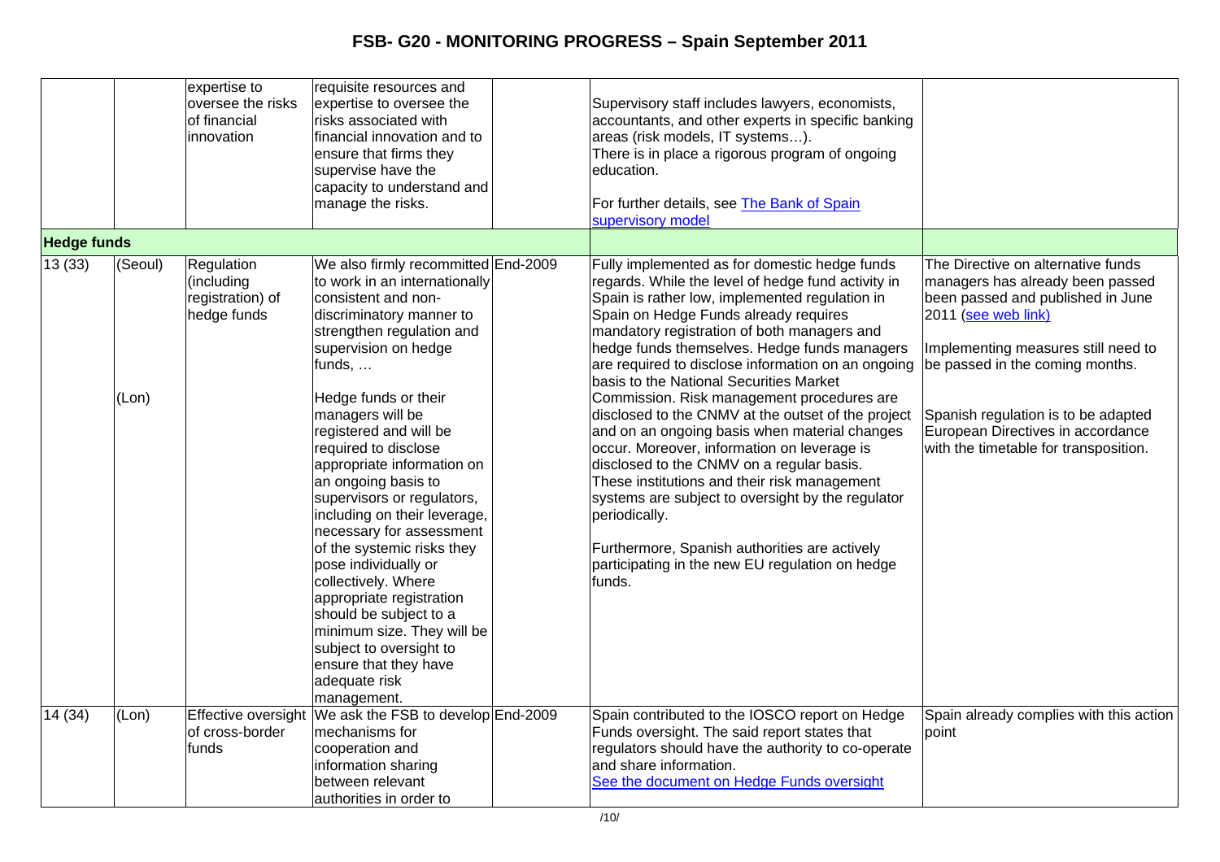| | | expertise to oversee the risks of financial innovation | requisite resources and expertise to oversee the risks associated with financial innovation and to ensure that firms they supervise have the capacity to understand and manage the risks. | | Supervisory staff includes lawyers, economists, accountants, and other experts in specific banking areas (risk models, IT systems…). There is in place a rigorous program of ongoing education. For further details, see The Bank of Spain supervisory model | |
|---|---|---|---|---|---|---|
| **Hedge funds** | | | | | | |
| 13 (33) | (Seoul) (Lon) | Regulation (including registration) of hedge funds | We also firmly recommitted to work in an internationally consistent and non-discriminatory manner to strengthen regulation and supervision on hedge funds, … Hedge funds or their managers will be registered and will be required to disclose appropriate information on an ongoing basis to supervisors or regulators, including on their leverage, necessary for assessment of the systemic risks they pose individually or collectively. Where appropriate registration should be subject to a minimum size. They will be subject to oversight to ensure that they have adequate risk management. | End-2009 | Fully implemented as for domestic hedge funds regards. While the level of hedge fund activity in Spain is rather low, implemented regulation in Spain on Hedge Funds already requires mandatory registration of both managers and hedge funds themselves. Hedge funds managers are required to disclose information on an ongoing basis to the National Securities Market Commission. Risk management procedures are disclosed to the CNMV at the outset of the project and on an ongoing basis when material changes occur. Moreover, information on leverage is disclosed to the CNMV on a regular basis. These institutions and their risk management systems are subject to oversight by the regulator periodically. Furthermore, Spanish authorities are actively participating in the new EU regulation on hedge funds. | The Directive on alternative funds managers has already been passed and published in June 2011 (see web link) Implementing measures still need to be passed in the coming months. Spanish regulation is to be adapted European Directives in accordance with the timetable for transposition. |
| 14 (34) | (Lon) | Effective oversight of cross-border funds | We ask the FSB to develop mechanisms for cooperation and information sharing between relevant authorities in order to | End-2009 | Spain contributed to the IOSCO report on Hedge Funds oversight. The said report states that regulators should have the authority to co-operate and share information. See the document on Hedge Funds oversight | Spain already complies with this action point |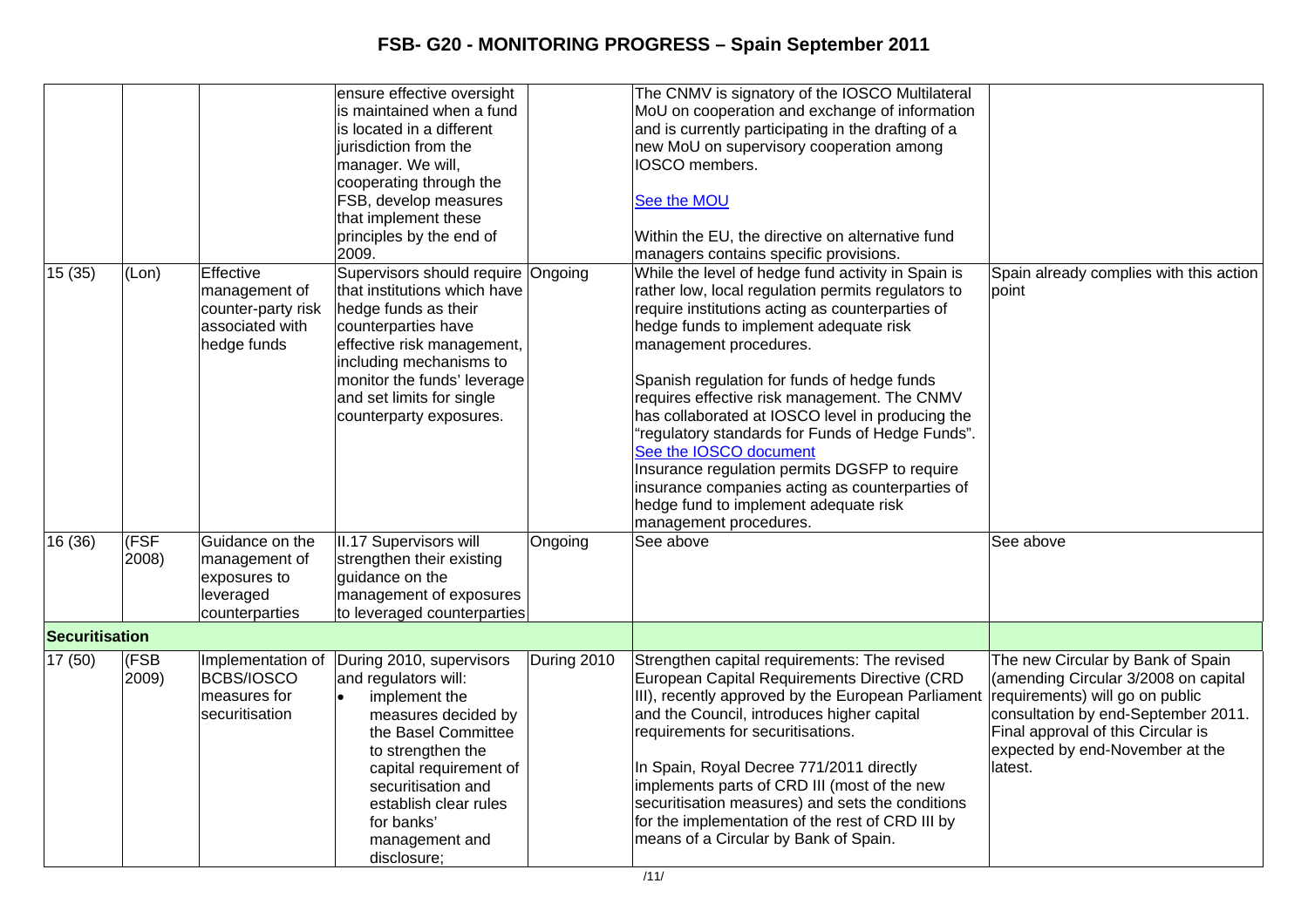| | | | | | | |
|---|---|---|---|---|---|---|
| | | | ensure effective oversight is maintained when a fund is located in a different jurisdiction from the manager. We will, cooperating through the FSB, develop measures that implement these principles by the end of 2009. | | The CNMV is signatory of the IOSCO Multilateral MoU on cooperation and exchange of information and is currently participating in the drafting of a new MoU on supervisory cooperation among IOSCO members.<br><br>See the MOU<br><br>Within the EU, the directive on alternative fund managers contains specific provisions. | |
| 15 (35) | (Lon) | Effective management of counter-party risk associated with hedge funds | Supervisors should require that institutions which have hedge funds as their counterparties have effective risk management, including mechanisms to monitor the funds' leverage and set limits for single counterparty exposures. | Ongoing | While the level of hedge fund activity in Spain is rather low, local regulation permits regulators to require institutions acting as counterparties of hedge funds to implement adequate risk management procedures.<br><br>Spanish regulation for funds of hedge funds requires effective risk management. The CNMV has collaborated at IOSCO level in producing the "regulatory standards for Funds of Hedge Funds". See the IOSCO document<br>Insurance regulation permits DGSFP to require insurance companies acting as counterparties of hedge fund to implement adequate risk management procedures. | Spain already complies with this action point |
| 16 (36) | (FSF 2008) | Guidance on the management of exposures to leveraged counterparties | II.17 Supervisors will strengthen their existing guidance on the management of exposures to leveraged counterparties | Ongoing | See above | See above |
| **Securitisation** | | | | | | |
| 17 (50) | (FSB 2009) | Implementation of BCBS/IOSCO measures for securitisation | During 2010, supervisors and regulators will:<br>• implement the measures decided by the Basel Committee to strengthen the capital requirement of securitisation and establish clear rules for banks' management and disclosure; | During 2010 | Strengthen capital requirements: The revised European Capital Requirements Directive (CRD III), recently approved by the European Parliament and the Council, introduces higher capital requirements for securitisations.<br><br>In Spain, Royal Decree 771/2011 directly implements parts of CRD III (most of the new securitisation measures) and sets the conditions for the implementation of the rest of CRD III by means of a Circular by Bank of Spain. | The new Circular by Bank of Spain (amending Circular 3/2008 on capital requirements) will go on public consultation by end-September 2011. Final approval of this Circular is expected by end-November at the latest. |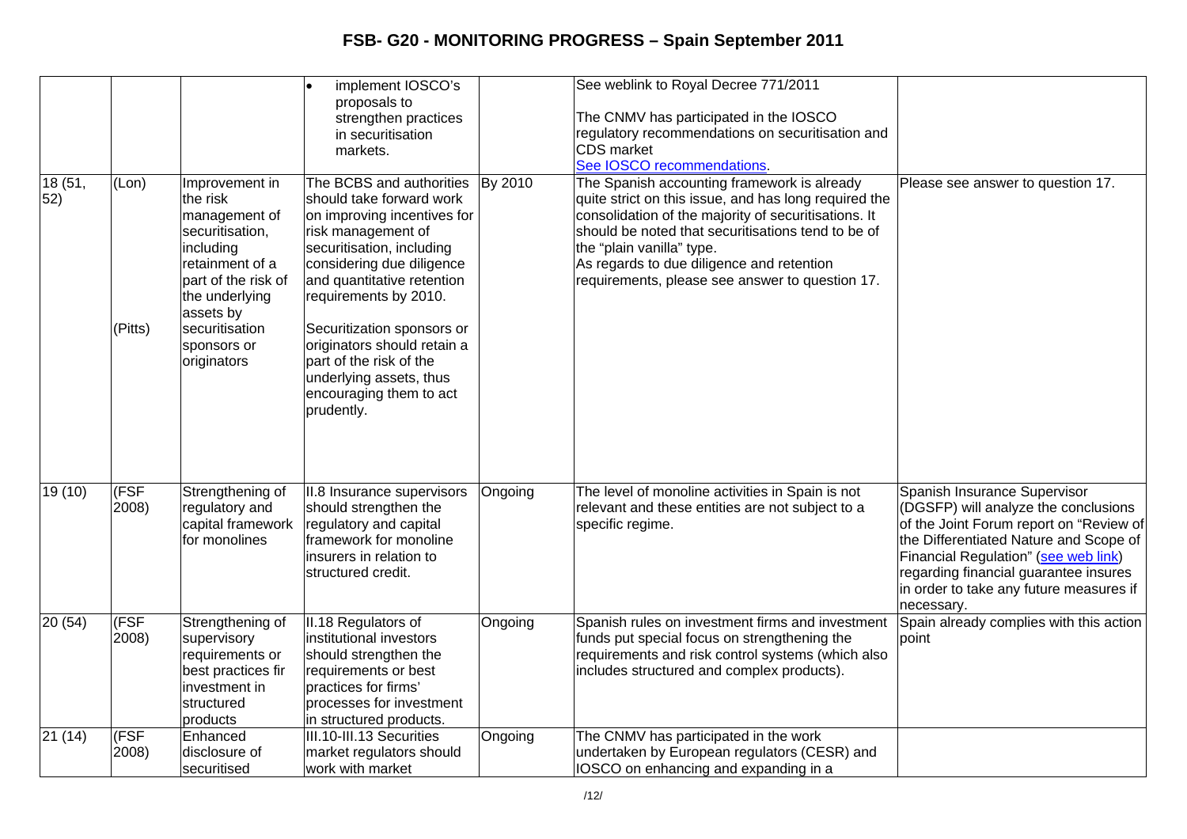| | | | • implement IOSCO's proposals to strengthen practices in securitisation markets. | | See weblink to Royal Decree 771/2011<br><br>The CNMV has participated in the IOSCO regulatory recommendations on securitisation and CDS market<br>See IOSCO recommendations. | |
|---|---|---|---|---|---|---|
| 18 (51, 52) | (Lon)<br><br><br><br><br><br><br>(Pitts) | Improvement in the risk management of securitisation, including retainment of a part of the risk of the underlying assets by securitisation sponsors or originators | The BCBS and authorities should take forward work on improving incentives for risk management of securitisation, including considering due diligence and quantitative retention requirements by 2010.<br><br>Securitization sponsors or originators should retain a part of the risk of the underlying assets, thus encouraging them to act prudently. | By 2010 | The Spanish accounting framework is already quite strict on this issue, and has long required the consolidation of the majority of securitisations. It should be noted that securitisations tend to be of the "plain vanilla" type.<br>As regards to due diligence and retention requirements, please see answer to question 17. | Please see answer to question 17. |
| 19 (10) | (FSF 2008) | Strengthening of regulatory and capital framework for monolines | II.8 Insurance supervisors should strengthen the regulatory and capital framework for monoline insurers in relation to structured credit. | Ongoing | The level of monoline activities in Spain is not relevant and these entities are not subject to a specific regime. | Spanish Insurance Supervisor (DGSFP) will analyze the conclusions of the Joint Forum report on "Review of the Differentiated Nature and Scope of Financial Regulation" (see web link) regarding financial guarantee insures in order to take any future measures if necessary. |
| 20 (54) | (FSF 2008) | Strengthening of supervisory requirements or best practices fir investment in structured products | II.18 Regulators of institutional investors should strengthen the requirements or best practices for firms' processes for investment in structured products. | Ongoing | Spanish rules on investment firms and investment funds put special focus on strengthening the requirements and risk control systems (which also includes structured and complex products). | Spain already complies with this action point |
| 21 (14) | (FSF 2008) | Enhanced disclosure of securitised | III.10-III.13 Securities market regulators should work with market | Ongoing | The CNMV has participated in the work undertaken by European regulators (CESR) and IOSCO on enhancing and expanding in a | |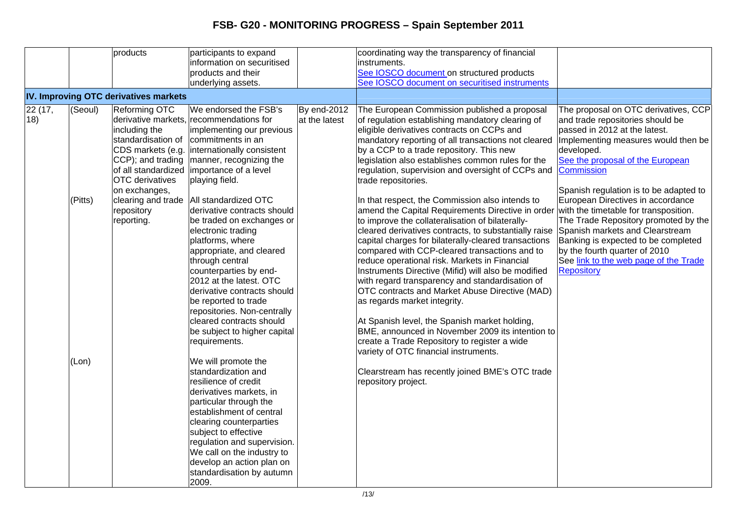| | | products | participants to expand information on securitised products and their underlying assets. | | coordinating way the transparency of financial instruments.<br>See IOSCO document on structured products<br>See IOSCO document on securitised instruments | |
|---|---|---|---|---|---|---|
| **IV. Improving OTC derivatives markets** | | | | | | |
| 22 (17, 18) | (Seoul)<br><br>(Pitts)<br><br>(Lon) | Reforming OTC derivative markets, including the standardisation of CDS markets (e.g. CCP); and trading of all standardized OTC derivatives on exchanges, clearing and trade repository reporting. | We endorsed the FSB's recommendations for implementing our previous commitments in an internationally consistent manner, recognizing the importance of a level playing field.<br><br>All standardized OTC derivative contracts should be traded on exchanges or electronic trading platforms, where appropriate, and cleared through central counterparties by end-2012 at the latest. OTC derivative contracts should be reported to trade repositories. Non-centrally cleared contracts should be subject to higher capital requirements.<br><br>We will promote the standardization and resilience of credit derivatives markets, in particular through the establishment of central clearing counterparties subject to effective regulation and supervision. We call on the industry to develop an action plan on standardisation by autumn 2009. | By end-2012 at the latest | The European Commission published a proposal of regulation establishing mandatory clearing of eligible derivatives contracts on CCPs and mandatory reporting of all transactions not cleared by a CCP to a trade repository. This new legislation also establishes common rules for the regulation, supervision and oversight of CCPs and trade repositories.<br><br>In that respect, the Commission also intends to amend the Capital Requirements Directive in order to improve the collateralisation of bilaterally-cleared derivatives contracts, to substantially raise capital charges for bilaterally-cleared transactions compared with CCP-cleared transactions and to reduce operational risk. Markets in Financial Instruments Directive (Mifid) will also be modified with regard transparency and standardisation of OTC contracts and Market Abuse Directive (MAD) as regards market integrity.<br><br>At Spanish level, the Spanish market holding, BME, announced in November 2009 its intention to create a Trade Repository to register a wide variety of OTC financial instruments.<br><br>Clearstream has recently joined BME's OTC trade repository project. | The proposal on OTC derivatives, CCP and trade repositories should be passed in 2012 at the latest. Implementing measures would then be developed.<br>See the proposal of the European Commission<br><br>Spanish regulation is to be adapted to European Directives in accordance with the timetable for transposition.<br>The Trade Repository promoted by the Spanish markets and Clearstream Banking is expected to be completed by the fourth quarter of 2010<br>See link to the web page of the Trade Repository |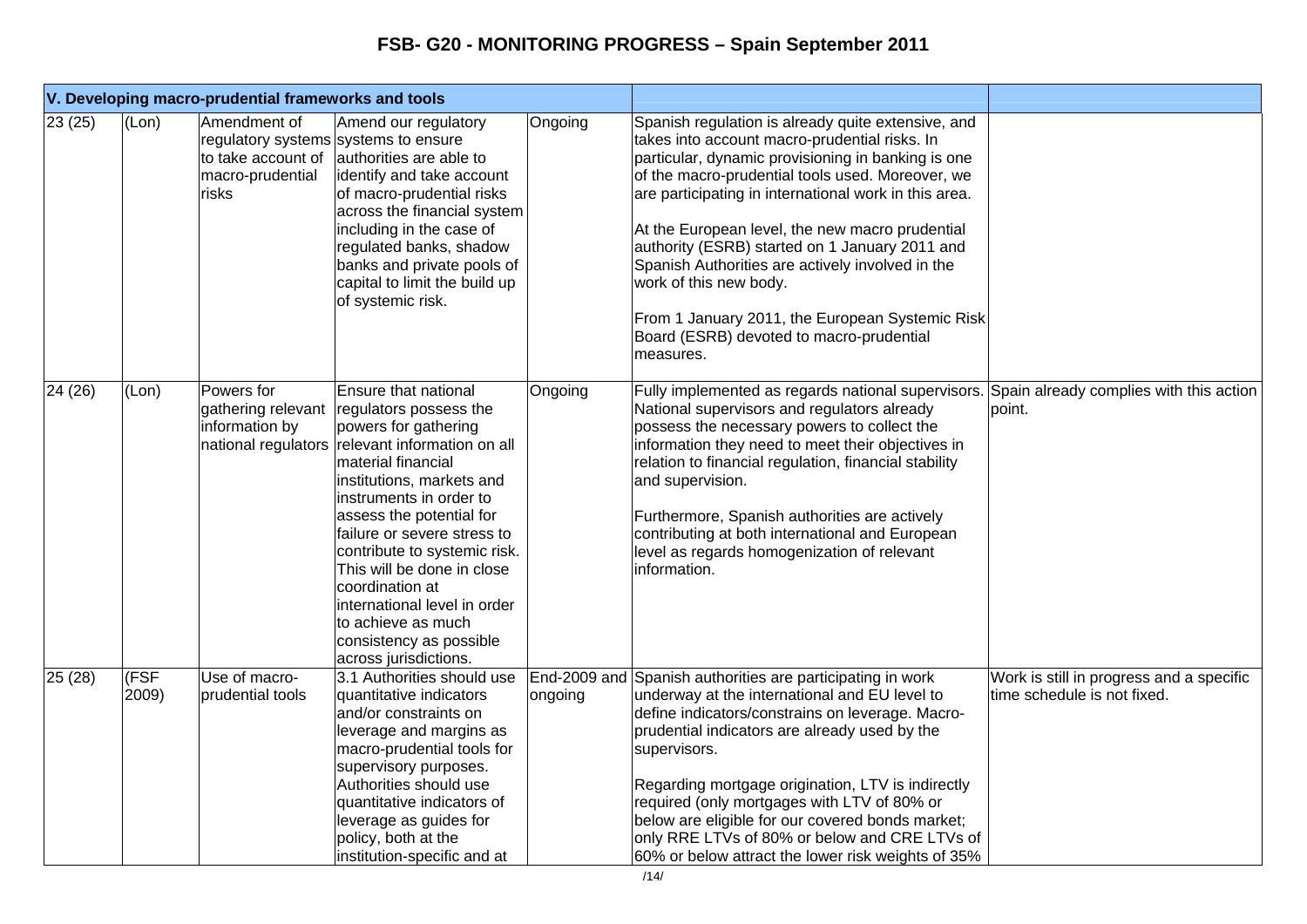# FSB- G20 - MONITORING PROGRESS – Spain September 2011

| V. Developing macro-prudential frameworks and tools | | | | | | |
|---|---|---|---|---|---|---|
| 23 (25) | (Lon) | Amendment of regulatory systems to take account of macro-prudential risks | Amend our regulatory systems to ensure authorities are able to identify and take account of macro-prudential risks across the financial system including in the case of regulated banks, shadow banks and private pools of capital to limit the build up of systemic risk. | Ongoing | Spanish regulation is already quite extensive, and takes into account macro-prudential risks. In particular, dynamic provisioning in banking is one of the macro-prudential tools used. Moreover, we are participating in international work in this area.<br><br>At the European level, the new macro prudential authority (ESRB) started on 1 January 2011 and Spanish Authorities are actively involved in the work of this new body.<br><br>From 1 January 2011, the European Systemic Risk Board (ESRB) devoted to macro-prudential measures. | |
| 24 (26) | (Lon) | Powers for gathering relevant information by national regulators | Ensure that national regulators possess the powers for gathering relevant information on all material financial institutions, markets and instruments in order to assess the potential for failure or severe stress to contribute to systemic risk. This will be done in close coordination at international level in order to achieve as much consistency as possible across jurisdictions. | Ongoing | Fully implemented as regards national supervisors. National supervisors and regulators already possess the necessary powers to collect the information they need to meet their objectives in relation to financial regulation, financial stability and supervision.<br><br>Furthermore, Spanish authorities are actively contributing at both international and European level as regards homogenization of relevant information. | Spain already complies with this action point. |
| 25 (28) | (FSF 2009) | Use of macro-prudential tools | 3.1 Authorities should use quantitative indicators and/or constraints on leverage and margins as macro-prudential tools for supervisory purposes. Authorities should use quantitative indicators of leverage as guides for policy, both at the institution-specific and at | End-2009 and ongoing | Spanish authorities are participating in work underway at the international and EU level to define indicators/constrains on leverage. Macro-prudential indicators are already used by the supervisors.<br><br>Regarding mortgage origination, LTV is indirectly required (only mortgages with LTV of 80% or below are eligible for our covered bonds market; only RRE LTVs of 80% or below and CRE LTVs of 60% or below attract the lower risk weights of 35% | Work is still in progress and a specific time schedule is not fixed. |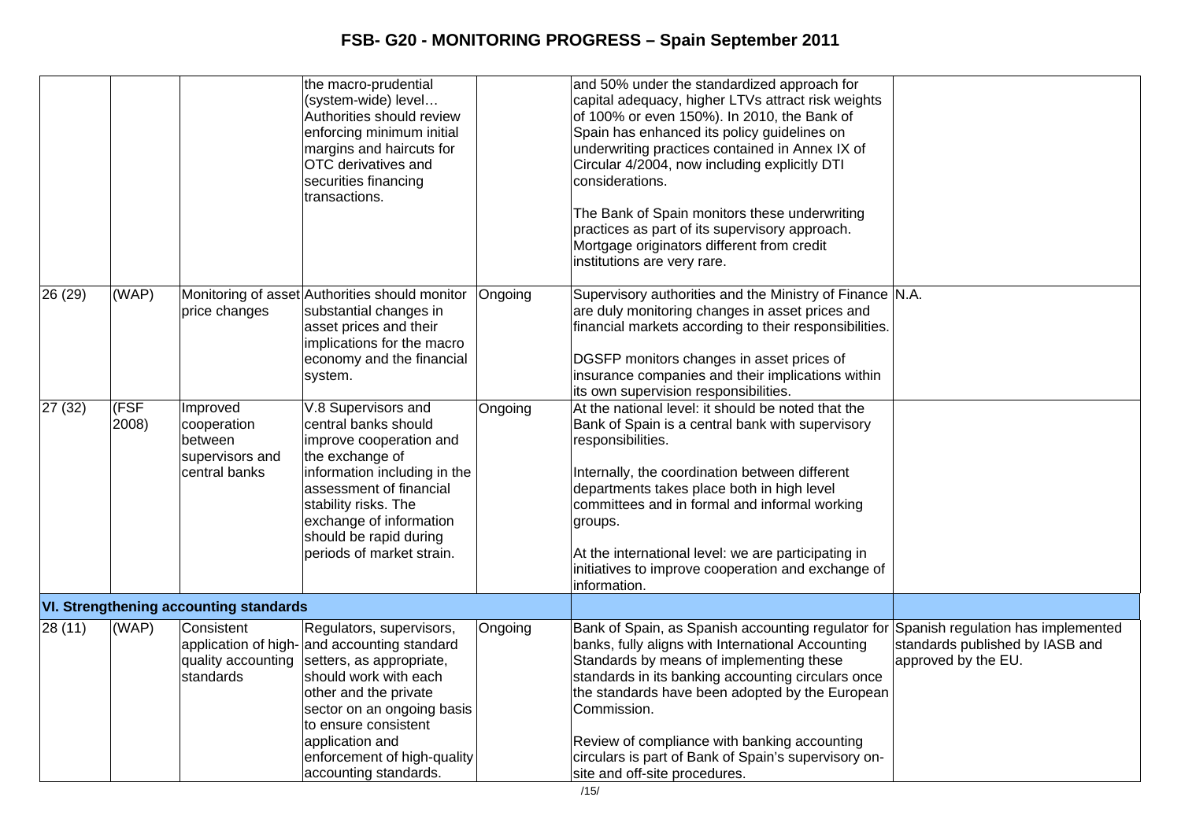| | | | | | | |
|---|---|---|---|---|---|---|
| | | | the macro-prudential (system-wide) level… Authorities should review enforcing minimum initial margins and haircuts for OTC derivatives and securities financing transactions. | | and 50% under the standardized approach for capital adequacy, higher LTVs attract risk weights of 100% or even 150%). In 2010, the Bank of Spain has enhanced its policy guidelines on underwriting practices contained in Annex IX of Circular 4/2004, now including explicitly DTI considerations.<br><br>The Bank of Spain monitors these underwriting practices as part of its supervisory approach. Mortgage originators different from credit institutions are very rare. | |
| 26 (29) | (WAP) | Monitoring of asset price changes | Authorities should monitor substantial changes in asset prices and their implications for the macro economy and the financial system. | Ongoing | Supervisory authorities and the Ministry of Finance are duly monitoring changes in asset prices and financial markets according to their responsibilities.<br><br>DGSFP monitors changes in asset prices of insurance companies and their implications within its own supervision responsibilities. | N.A. |
| 27 (32) | (FSF 2008) | Improved cooperation between supervisors and central banks | V.8 Supervisors and central banks should improve cooperation and the exchange of information including in the assessment of financial stability risks. The exchange of information should be rapid during periods of market strain. | Ongoing | At the national level: it should be noted that the Bank of Spain is a central bank with supervisory responsibilities.<br><br>Internally, the coordination between different departments takes place both in high level committees and in formal and informal working groups.<br><br>At the international level: we are participating in initiatives to improve cooperation and exchange of information. | |
| **VI. Strengthening accounting standards** | | | | | | |
| 28 (11) | (WAP) | Consistent application of high-quality accounting standards | Regulators, supervisors, and accounting standard setters, as appropriate, should work with each other and the private sector on an ongoing basis to ensure consistent application and enforcement of high-quality accounting standards. | Ongoing | Bank of Spain, as Spanish accounting regulator for banks, fully aligns with International Accounting Standards by means of implementing these standards in its banking accounting circulars once the standards have been adopted by the European Commission.<br><br>Review of compliance with banking accounting circulars is part of Bank of Spain's supervisory on-site and off-site procedures. | Spanish regulation has implemented standards published by IASB and approved by the EU. |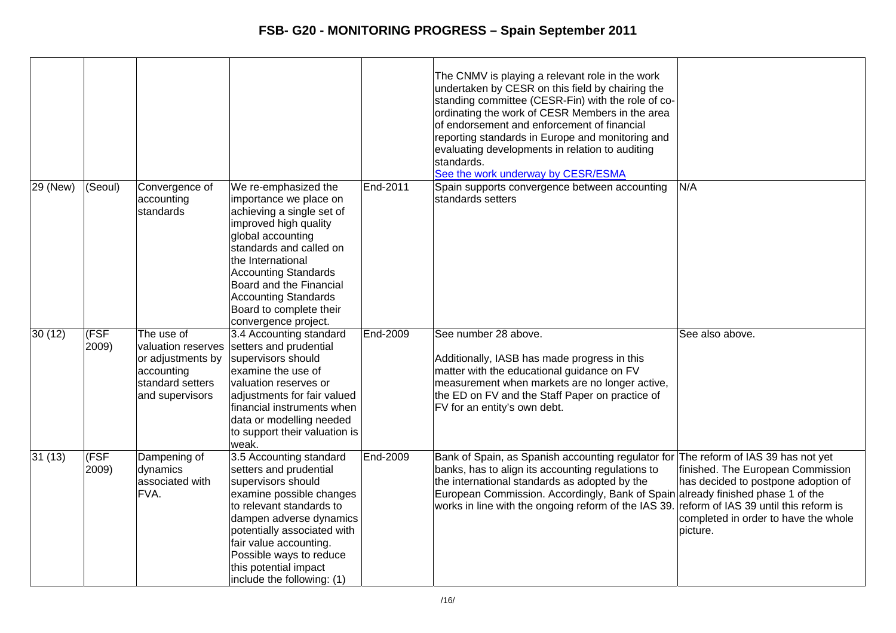| | | | | | | |
|---|---|---|---|---|---|---|
| | | | | | The CNMV is playing a relevant role in the work undertaken by CESR on this field by chairing the standing committee (CESR-Fin) with the role of co-ordinating the work of CESR Members in the area of endorsement and enforcement of financial reporting standards in Europe and monitoring and evaluating developments in relation to auditing standards. See the work underway by CESR/ESMA | |
| 29 (New) | (Seoul) | Convergence of accounting standards | We re-emphasized the importance we place on achieving a single set of improved high quality global accounting standards and called on the International Accounting Standards Board and the Financial Accounting Standards Board to complete their convergence project. | End-2011 | Spain supports convergence between accounting standards setters | N/A |
| 30 (12) | (FSF 2009) | The use of valuation reserves or adjustments by accounting standard setters and supervisors | 3.4 Accounting standard setters and prudential supervisors should examine the use of valuation reserves or adjustments for fair valued financial instruments when data or modelling needed to support their valuation is weak. | End-2009 | See number 28 above.<br><br>Additionally, IASB has made progress in this matter with the educational guidance on FV measurement when markets are no longer active, the ED on FV and the Staff Paper on practice of FV for an entity's own debt. | See also above. |
| 31 (13) | (FSF 2009) | Dampening of dynamics associated with FVA. | 3.5 Accounting standard setters and prudential supervisors should examine possible changes to relevant standards to dampen adverse dynamics potentially associated with fair value accounting. Possible ways to reduce this potential impact include the following: (1) | End-2009 | Bank of Spain, as Spanish accounting regulator for banks, has to align its accounting regulations to the international standards as adopted by the European Commission. Accordingly, Bank of Spain works in line with the ongoing reform of the IAS 39. | The reform of IAS 39 has not yet finished. The European Commission has decided to postpone adoption of already finished phase 1 of the reform of IAS 39 until this reform is completed in order to have the whole picture. |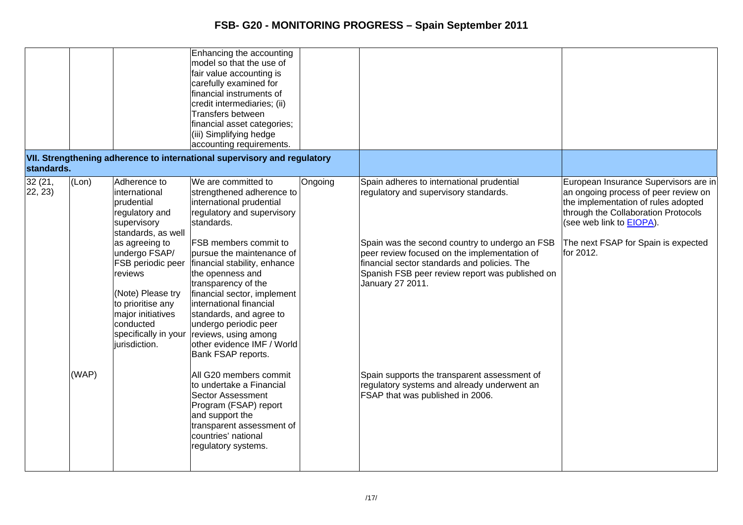| | | | | | | |
|---|---|---|---|---|---|---|
| | | | Enhancing the accounting model so that the use of fair value accounting is carefully examined for financial instruments of credit intermediaries; (ii) Transfers between financial asset categories; (iii) Simplifying hedge accounting requirements. | | | |
| **VII. Strengthening adherence to international supervisory and regulatory standards.** | | | | | | |
| 32 (21, 22, 23) | (Lon) | Adherence to international prudential regulatory and supervisory standards, as well as agreeing to undergo FSAP/ FSB periodic peer reviews<br><br>(Note) Please try to prioritise any major initiatives conducted specifically in your jurisdiction. | We are committed to strengthened adherence to international prudential regulatory and supervisory standards.<br><br>FSB members commit to pursue the maintenance of financial stability, enhance the openness and transparency of the financial sector, implement international financial standards, and agree to undergo periodic peer reviews, using among other evidence IMF / World Bank FSAP reports. | Ongoing | Spain adheres to international prudential regulatory and supervisory standards.<br><br>Spain was the second country to undergo an FSB peer review focused on the implementation of financial sector standards and policies. The Spanish FSB peer review report was published on January 27 2011. | European Insurance Supervisors are in an ongoing process of peer review on the implementation of rules adopted through the Collaboration Protocols (see web link to EIOPA).<br><br>The next FSAP for Spain is expected for 2012. |
| | (WAP) | | All G20 members commit to undertake a Financial Sector Assessment Program (FSAP) report and support the transparent assessment of countries' national regulatory systems. | | Spain supports the transparent assessment of regulatory systems and already underwent an FSAP that was published in 2006. | |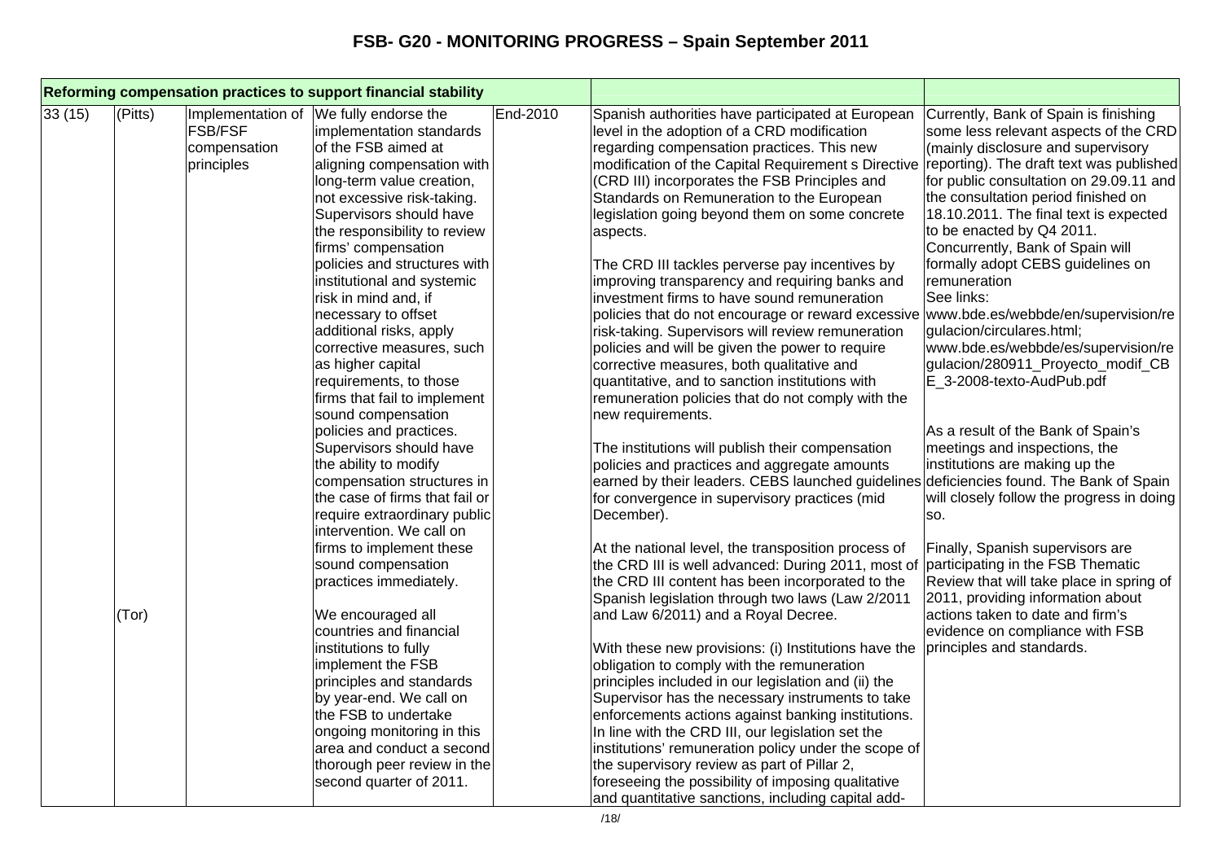# FSB- G20 - MONITORING PROGRESS – Spain September 2011

| Reforming compensation practices to support financial stability | | | | | | |
|---|---|---|---|---|---|---|
| 33 (15) | (Pitts)<br><br>(Tor) | Implementation of FSB/FSF compensation principles | We fully endorse the implementation standards of the FSB aimed at aligning compensation with long-term value creation, not excessive risk-taking. Supervisors should have the responsibility to review firms' compensation policies and structures with institutional and systemic risk in mind and, if necessary to offset additional risks, apply corrective measures, such as higher capital requirements, to those firms that fail to implement sound compensation policies and practices. Supervisors should have the ability to modify compensation structures in the case of firms that fail or require extraordinary public intervention. We call on firms to implement these sound compensation practices immediately.<br><br>We encouraged all countries and financial institutions to fully implement the FSB principles and standards by year-end. We call on the FSB to undertake ongoing monitoring in this area and conduct a second thorough peer review in the second quarter of 2011. | End-2010 | Spanish authorities have participated at European level in the adoption of a CRD modification regarding compensation practices. This new modification of the Capital Requirement s Directive (CRD III) incorporates the FSB Principles and Standards on Remuneration to the European legislation going beyond them on some concrete aspects.<br><br>The CRD III tackles perverse pay incentives by improving transparency and requiring banks and investment firms to have sound remuneration policies that do not encourage or reward excessive risk-taking. Supervisors will review remuneration policies and will be given the power to require corrective measures, both qualitative and quantitative, and to sanction institutions with remuneration policies that do not comply with the new requirements.<br><br>The institutions will publish their compensation policies and practices and aggregate amounts earned by their leaders. CEBS launched guidelines for convergence in supervisory practices (mid December).<br><br>At the national level, the transposition process of the CRD III is well advanced: During 2011, most of the CRD III content has been incorporated to the Spanish legislation through two laws (Law 2/2011 and Law 6/2011) and a Royal Decree.<br><br>With these new provisions: (i) Institutions have the obligation to comply with the remuneration principles included in our legislation and (ii) the Supervisor has the necessary instruments to take enforcements actions against banking institutions. In line with the CRD III, our legislation set the institutions' remuneration policy under the scope of the supervisory review as part of Pillar 2, foreseeing the possibility of imposing qualitative and quantitative sanctions, including capital add- | Currently, Bank of Spain is finishing some less relevant aspects of the CRD (mainly disclosure and supervisory reporting). The draft text was published for public consultation on 29.09.11 and the consultation period finished on 18.10.2011. The final text is expected to be enacted by Q4 2011. Concurrently, Bank of Spain will formally adopt CEBS guidelines on remuneration<br>See links:<br>www.bde.es/webbde/en/supervision/regulacion/circulares.html;<br>www.bde.es/webbde/es/supervision/regulacion/280911_Proyecto_modif_CBE_3-2008-texto-AudPub.pdf<br><br>As a result of the Bank of Spain's meetings and inspections, the institutions are making up the deficiencies found. The Bank of Spain will closely follow the progress in doing so.<br><br>Finally, Spanish supervisors are participating in the FSB Thematic Review that will take place in spring of 2011, providing information about actions taken to date and firm's evidence on compliance with FSB principles and standards. |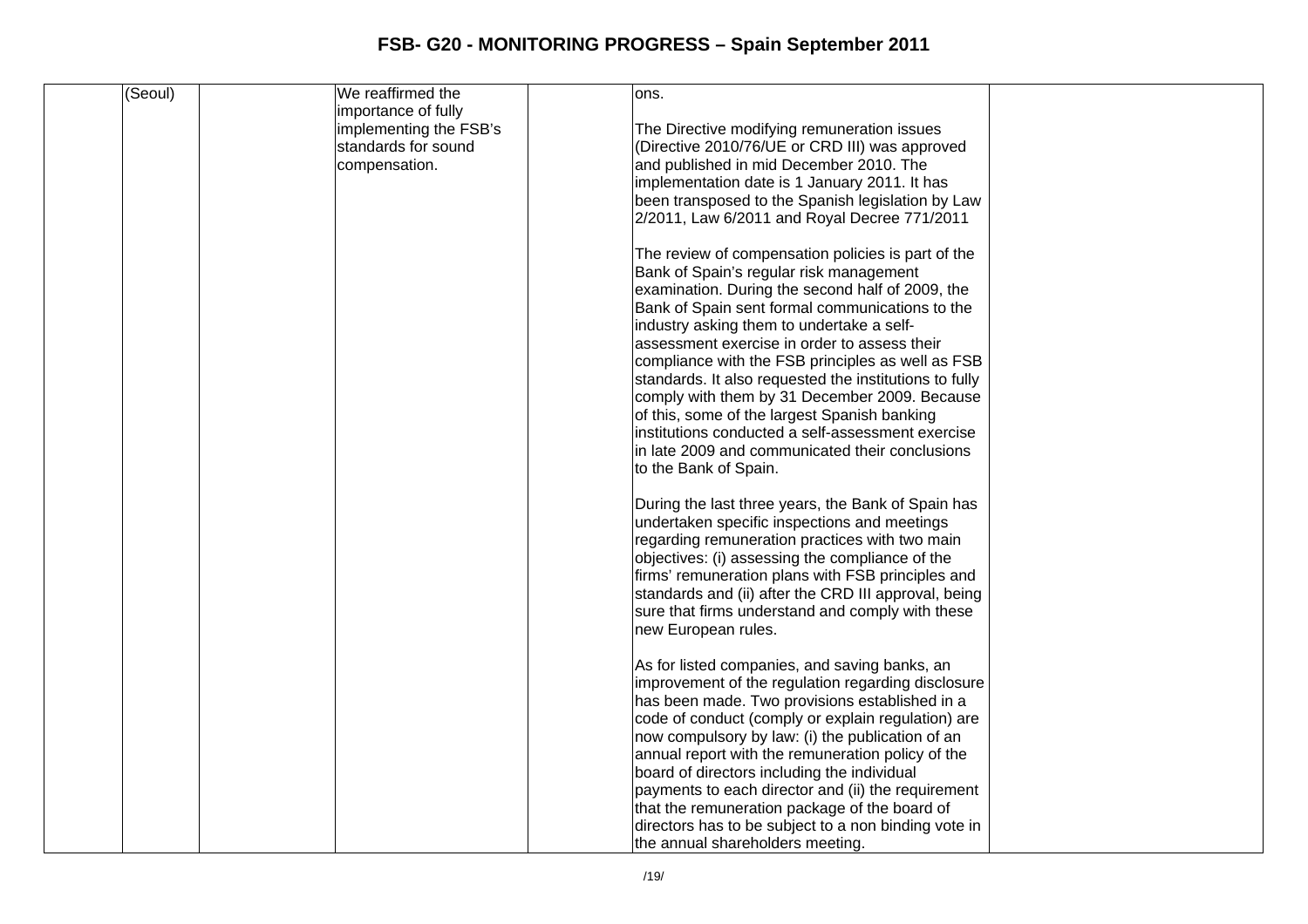| | | | | | | |
|---|---|---|---|---|---|---|
| | (Seoul) | | We reaffirmed the importance of fully implementing the FSB's standards for sound compensation. | | ons.<br><br>The Directive modifying remuneration issues (Directive 2010/76/UE or CRD III) was approved and published in mid December 2010. The implementation date is 1 January 2011. It has been transposed to the Spanish legislation by Law 2/2011, Law 6/2011 and Royal Decree 771/2011<br><br>The review of compensation policies is part of the Bank of Spain's regular risk management examination. During the second half of 2009, the Bank of Spain sent formal communications to the industry asking them to undertake a self-assessment exercise in order to assess their compliance with the FSB principles as well as FSB standards. It also requested the institutions to fully comply with them by 31 December 2009. Because of this, some of the largest Spanish banking institutions conducted a self-assessment exercise in late 2009 and communicated their conclusions to the Bank of Spain.<br><br>During the last three years, the Bank of Spain has undertaken specific inspections and meetings regarding remuneration practices with two main objectives: (i) assessing the compliance of the firms' remuneration plans with FSB principles and standards and (ii) after the CRD III approval, being sure that firms understand and comply with these new European rules.<br><br>As for listed companies, and saving banks, an improvement of the regulation regarding disclosure has been made. Two provisions established in a code of conduct (comply or explain regulation) are now compulsory by law: (i) the publication of an annual report with the remuneration policy of the board of directors including the individual payments to each director and (ii) the requirement that the remuneration package of the board of directors has to be subject to a non binding vote in the annual shareholders meeting. | |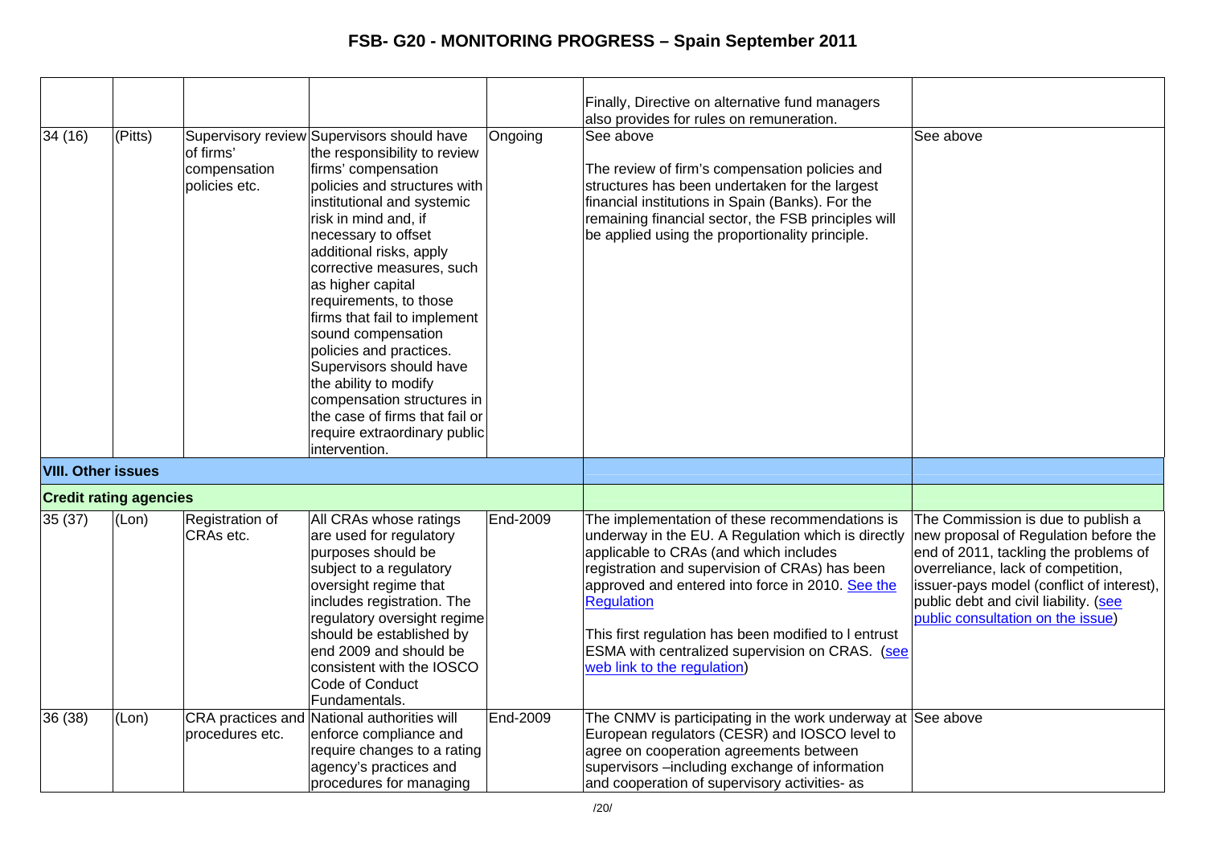# FSB- G20 - MONITORING PROGRESS – Spain September 2011

| | | | | | | |
|---|---|---|---|---|---|---|
| | | | | | Finally, Directive on alternative fund managers also provides for rules on remuneration. | |
| 34 (16) | (Pitts) | Supervisory review of firms' compensation policies etc. | Supervisors should have the responsibility to review firms' compensation policies and structures with institutional and systemic risk in mind and, if necessary to offset additional risks, apply corrective measures, such as higher capital requirements, to those firms that fail to implement sound compensation policies and practices. Supervisors should have the ability to modify compensation structures in the case of firms that fail or require extraordinary public intervention. | Ongoing | See above<br><br>The review of firm's compensation policies and structures has been undertaken for the largest financial institutions in Spain (Banks). For the remaining financial sector, the FSB principles will be applied using the proportionality principle. | See above |
| **VIII. Other issues** | | | | | | |
| **Credit rating agencies** | | | | | | |
| 35 (37) | (Lon) | Registration of CRAs etc. | All CRAs whose ratings are used for regulatory purposes should be subject to a regulatory oversight regime that includes registration. The regulatory oversight regime should be established by end 2009 and should be consistent with the IOSCO Code of Conduct Fundamentals. | End-2009 | The implementation of these recommendations is underway in the EU. A Regulation which is directly applicable to CRAs (and which includes registration and supervision of CRAs) has been approved and entered into force in 2010. See the Regulation<br><br>This first regulation has been modified to l entrust ESMA with centralized supervision on CRAS. (see web link to the regulation) | The Commission is due to publish a new proposal of Regulation before the end of 2011, tackling the problems of overreliance, lack of competition, issuer-pays model (conflict of interest), public debt and civil liability. (see public consultation on the issue) |
| 36 (38) | (Lon) | CRA practices and procedures etc. | National authorities will enforce compliance and require changes to a rating agency's practices and procedures for managing | End-2009 | The CNMV is participating in the work underway at European regulators (CESR) and IOSCO level to agree on cooperation agreements between supervisors –including exchange of information and cooperation of supervisory activities- as | See above |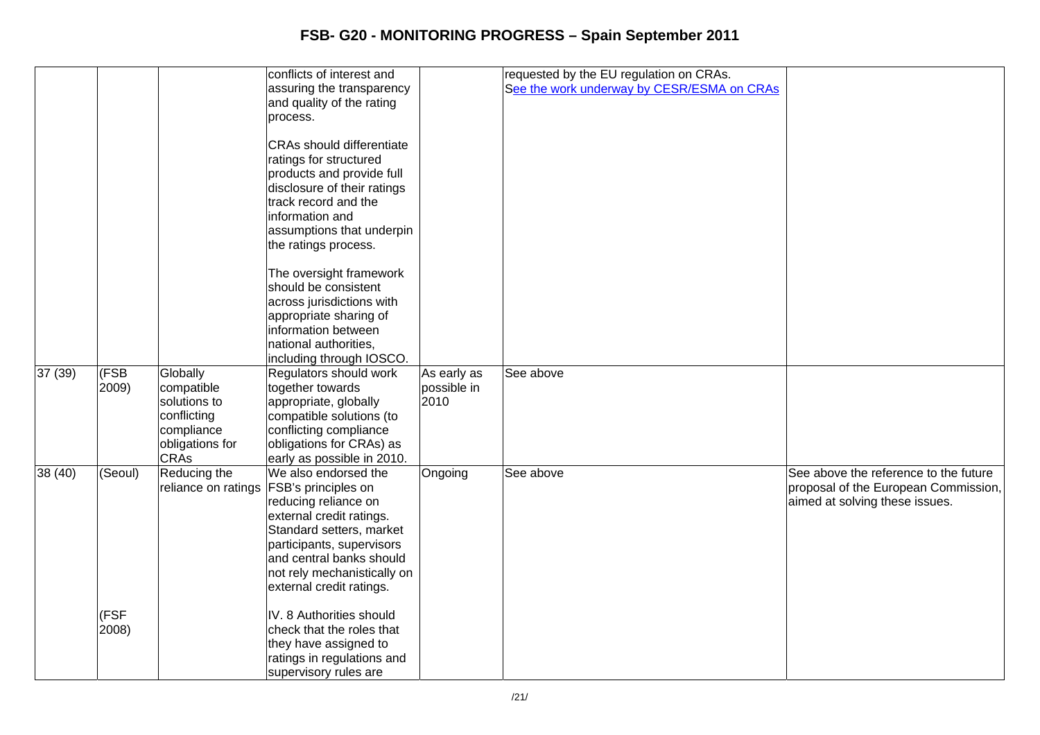| | | | | | | |
|---|---|---|---|---|---|---|
| | | | conflicts of interest and assuring the transparency and quality of the rating process.<br><br>CRAs should differentiate ratings for structured products and provide full disclosure of their ratings track record and the information and assumptions that underpin the ratings process.<br><br>The oversight framework should be consistent across jurisdictions with appropriate sharing of information between national authorities, including through IOSCO. | | requested by the EU regulation on CRAs.<br>See the work underway by CESR/ESMA on CRAs | |
| 37 (39) | (FSB 2009) | Globally compatible solutions to conflicting compliance obligations for CRAs | Regulators should work together towards appropriate, globally compatible solutions (to conflicting compliance obligations for CRAs) as early as possible in 2010. | As early as possible in 2010 | See above | |
| 38 (40) | (Seoul)<br><br>(FSF 2008) | Reducing the reliance on ratings | We also endorsed the FSB's principles on reducing reliance on external credit ratings. Standard setters, market participants, supervisors and central banks should not rely mechanistically on external credit ratings.<br><br>IV. 8 Authorities should check that the roles that they have assigned to ratings in regulations and supervisory rules are | Ongoing | See above | See above the reference to the future proposal of the European Commission, aimed at solving these issues. |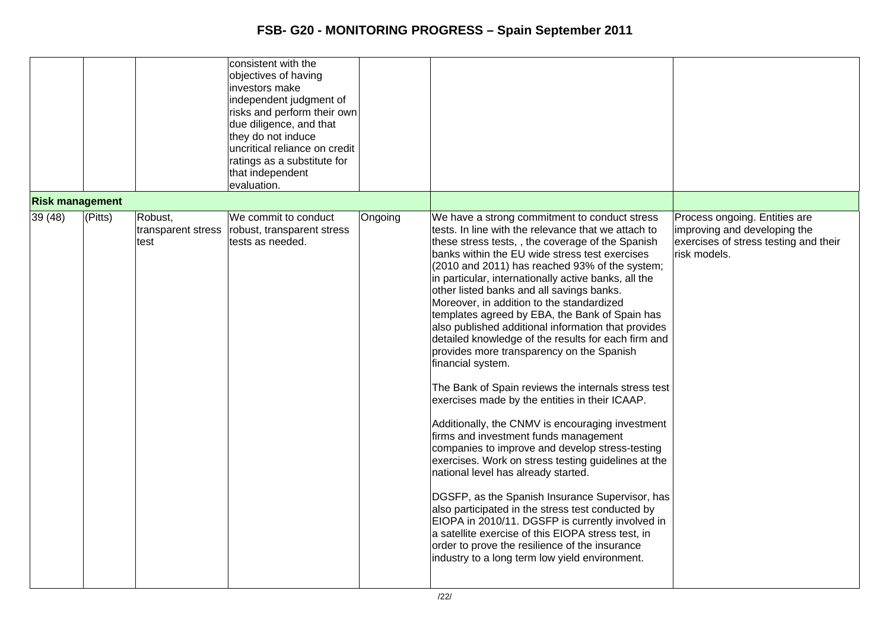| | | | | | | |
|---|---|---|---|---|---|---|
| | | | consistent with the objectives of having investors make independent judgment of risks and perform their own due diligence, and that they do not induce uncritical reliance on credit ratings as a substitute for that independent evaluation. | | | |
| **Risk management** | | | | | | |
| 39 (48) | (Pitts) | Robust, transparent stress test | We commit to conduct robust, transparent stress tests as needed. | Ongoing | We have a strong commitment to conduct stress tests. In line with the relevance that we attach to these stress tests, , the coverage of the Spanish banks within the EU wide stress test exercises (2010 and 2011) has reached 93% of the system; in particular, internationally active banks, all the other listed banks and all savings banks. Moreover, in addition to the standardized templates agreed by EBA, the Bank of Spain has also published additional information that provides detailed knowledge of the results for each firm and provides more transparency on the Spanish financial system.<br><br>The Bank of Spain reviews the internals stress test exercises made by the entities in their ICAAP.<br><br>Additionally, the CNMV is encouraging investment firms and investment funds management companies to improve and develop stress-testing exercises. Work on stress testing guidelines at the national level has already started.<br><br>DGSFP, as the Spanish Insurance Supervisor, has also participated in the stress test conducted by EIOPA in 2010/11. DGSFP is currently involved in a satellite exercise of this EIOPA stress test, in order to prove the resilience of the insurance industry to a long term low yield environment. | Process ongoing. Entities are improving and developing the exercises of stress testing and their risk models. |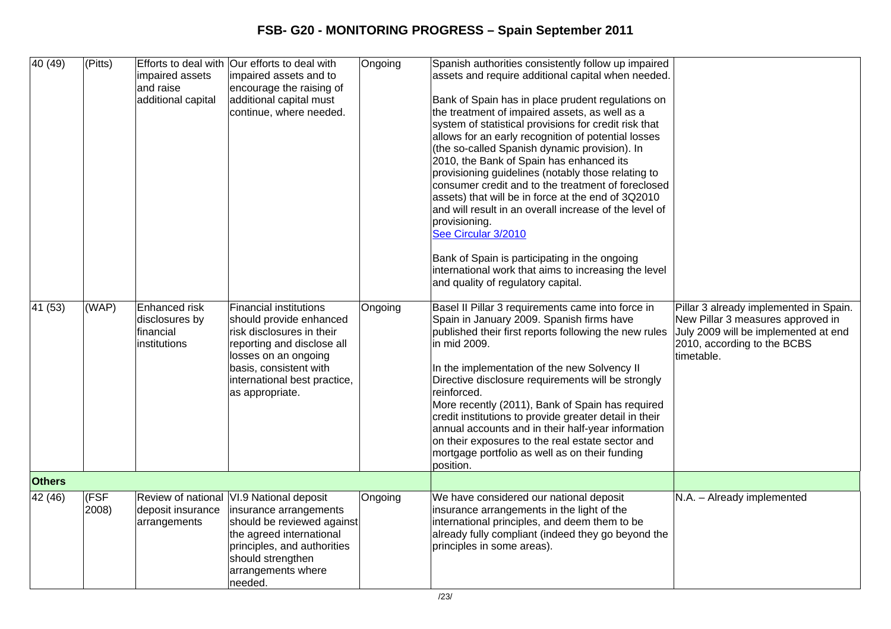# FSB- G20 - MONITORING PROGRESS – Spain September 2011

| | | | | | | |
|---|---|---|---|---|---|---|
| 40 (49) | (Pitts) | Efforts to deal with impaired assets and raise additional capital | Our efforts to deal with impaired assets and to encourage the raising of additional capital must continue, where needed. | Ongoing | Spanish authorities consistently follow up impaired assets and require additional capital when needed.<br><br>Bank of Spain has in place prudent regulations on the treatment of impaired assets, as well as a system of statistical provisions for credit risk that allows for an early recognition of potential losses (the so-called Spanish dynamic provision). In 2010, the Bank of Spain has enhanced its provisioning guidelines (notably those relating to consumer credit and to the treatment of foreclosed assets) that will be in force at the end of 3Q2010 and will result in an overall increase of the level of provisioning.<br>See Circular 3/2010<br><br>Bank of Spain is participating in the ongoing international work that aims to increasing the level and quality of regulatory capital. | |
| 41 (53) | (WAP) | Enhanced risk disclosures by financial institutions | Financial institutions should provide enhanced risk disclosures in their reporting and disclose all losses on an ongoing basis, consistent with international best practice, as appropriate. | Ongoing | Basel II Pillar 3 requirements came into force in Spain in January 2009. Spanish firms have published their first reports following the new rules in mid 2009.<br><br>In the implementation of the new Solvency II Directive disclosure requirements will be strongly reinforced.<br>More recently (2011), Bank of Spain has required credit institutions to provide greater detail in their annual accounts and in their half-year information on their exposures to the real estate sector and mortgage portfolio as well as on their funding position. | Pillar 3 already implemented in Spain. New Pillar 3 measures approved in July 2009 will be implemented at end 2010, according to the BCBS timetable. |
| **Others** | | | | | | |
| 42 (46) | (FSF 2008) | Review of national deposit insurance arrangements | VI.9 National deposit insurance arrangements should be reviewed against the agreed international principles, and authorities should strengthen arrangements where needed. | Ongoing | We have considered our national deposit insurance arrangements in the light of the international principles, and deem them to be already fully compliant (indeed they go beyond the principles in some areas). | N.A. – Already implemented |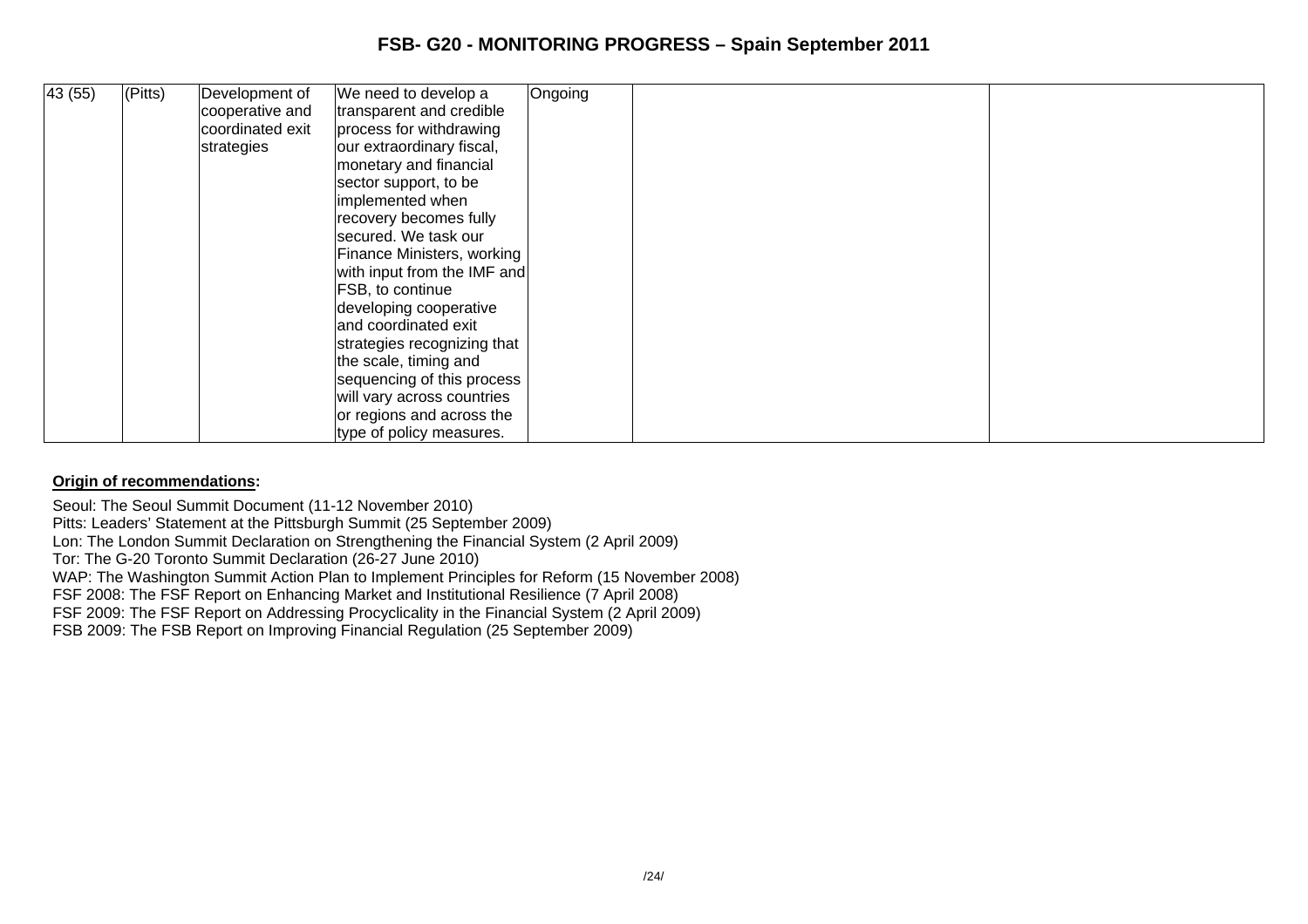| | | | | | | |
|---|---|---|---|---|---|---|
| 43 (55) | (Pitts) | Development of cooperative and coordinated exit strategies | We need to develop a transparent and credible process for withdrawing our extraordinary fiscal, monetary and financial sector support, to be implemented when recovery becomes fully secured. We task our Finance Ministers, working with input from the IMF and FSB, to continue developing cooperative and coordinated exit strategies recognizing that the scale, timing and sequencing of this process will vary across countries or regions and across the type of policy measures. | Ongoing | | |

**Origin of recommendations:**

Seoul: The Seoul Summit Document (11-12 November 2010)
Pitts: Leaders' Statement at the Pittsburgh Summit (25 September 2009)
Lon: The London Summit Declaration on Strengthening the Financial System (2 April 2009)
Tor: The G-20 Toronto Summit Declaration (26-27 June 2010)
WAP: The Washington Summit Action Plan to Implement Principles for Reform (15 November 2008)
FSF 2008: The FSF Report on Enhancing Market and Institutional Resilience (7 April 2008)
FSF 2009: The FSF Report on Addressing Procyclicality in the Financial System (2 April 2009)
FSB 2009: The FSB Report on Improving Financial Regulation (25 September 2009)